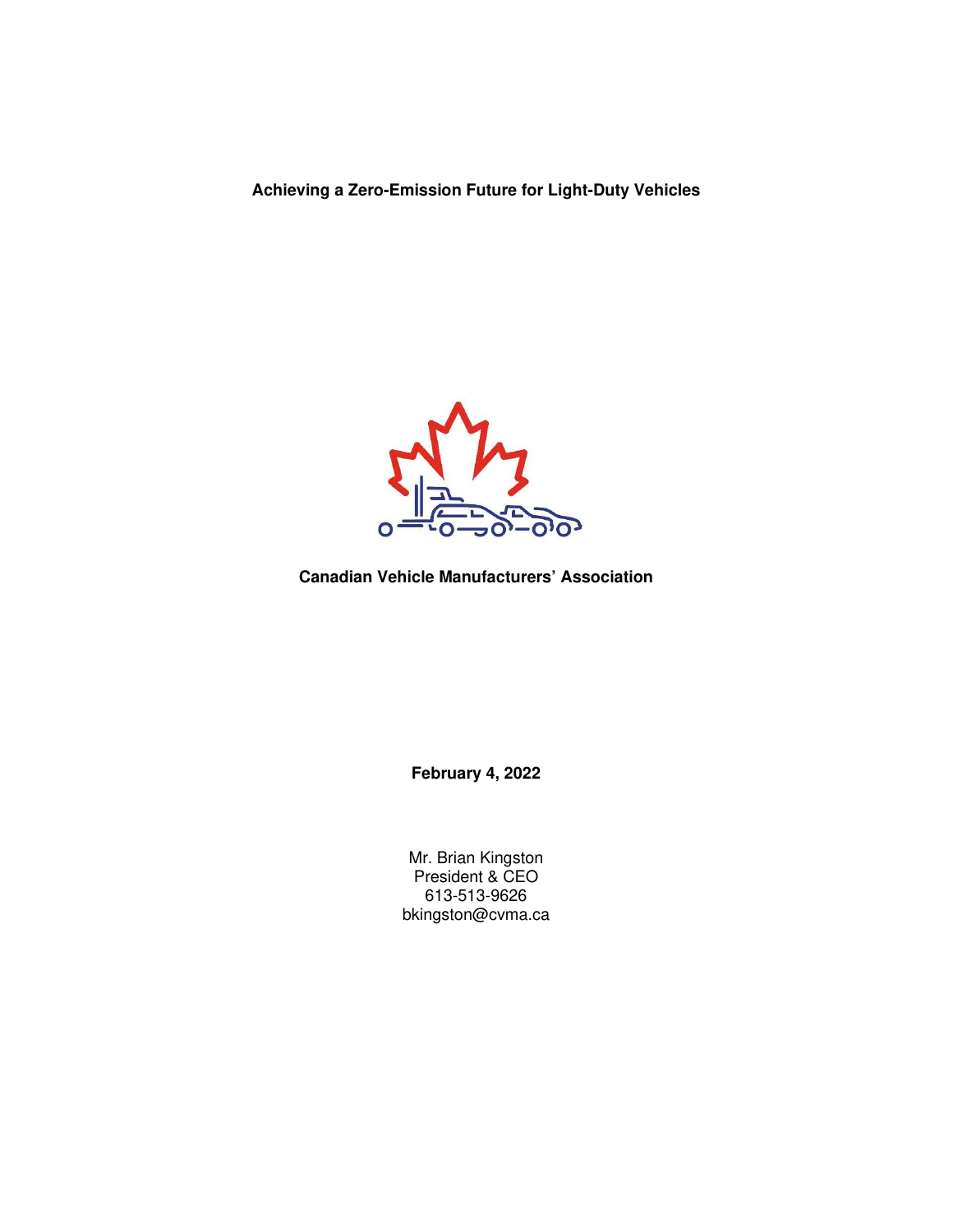# Achieving a Zero-Emission Future for Light-Duty Vehicles

**Canadian Vehicle Manufacturers' Association**

**February 4, 2022**

Mr. Brian Kingston
President & CEO
613-513-9626
bkingston@cvma.ca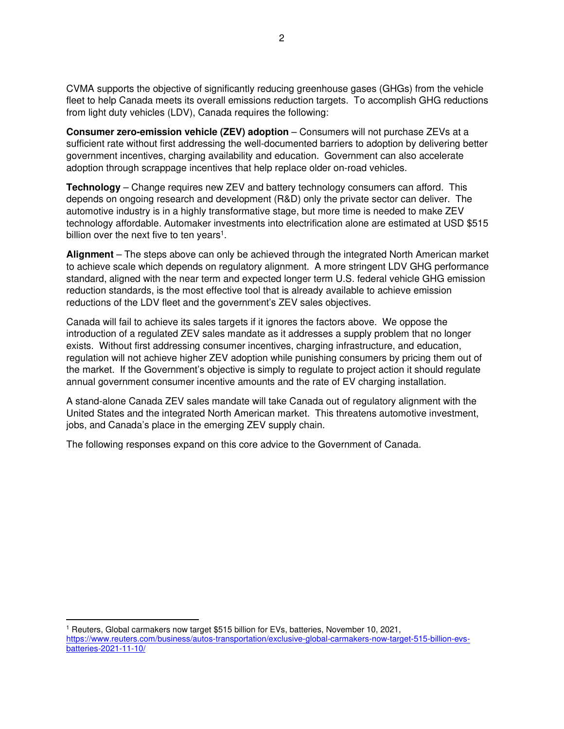CVMA supports the objective of significantly reducing greenhouse gases (GHGs) from the vehicle fleet to help Canada meets its overall emissions reduction targets. To accomplish GHG reductions from light duty vehicles (LDV), Canada requires the following:

**Consumer zero-emission vehicle (ZEV) adoption** – Consumers will not purchase ZEVs at a sufficient rate without first addressing the well-documented barriers to adoption by delivering better government incentives, charging availability and education. Government can also accelerate adoption through scrappage incentives that help replace older on-road vehicles.

**Technology** – Change requires new ZEV and battery technology consumers can afford. This depends on ongoing research and development (R&D) only the private sector can deliver. The automotive industry is in a highly transformative stage, but more time is needed to make ZEV technology affordable. Automaker investments into electrification alone are estimated at USD $515 billion over the next five to ten years[1].

**Alignment** – The steps above can only be achieved through the integrated North American market to achieve scale which depends on regulatory alignment. A more stringent LDV GHG performance standard, aligned with the near term and expected longer term U.S. federal vehicle GHG emission reduction standards, is the most effective tool that is already available to achieve emission reductions of the LDV fleet and the government's ZEV sales objectives.

Canada will fail to achieve its sales targets if it ignores the factors above. We oppose the introduction of a regulated ZEV sales mandate as it addresses a supply problem that no longer exists. Without first addressing consumer incentives, charging infrastructure, and education, regulation will not achieve higher ZEV adoption while punishing consumers by pricing them out of the market. If the Government's objective is simply to regulate to project action it should regulate annual government consumer incentive amounts and the rate of EV charging installation.

A stand-alone Canada ZEV sales mandate will take Canada out of regulatory alignment with the United States and the integrated North American market. This threatens automotive investment, jobs, and Canada's place in the emerging ZEV supply chain.

The following responses expand on this core advice to the Government of Canada.

---

[1] Reuters, Global carmakers now target $515 billion for EVs, batteries, November 10, 2021, https://www.reuters.com/business/autos-transportation/exclusive-global-carmakers-now-target-515-billion-evs-batteries-2021-11-10/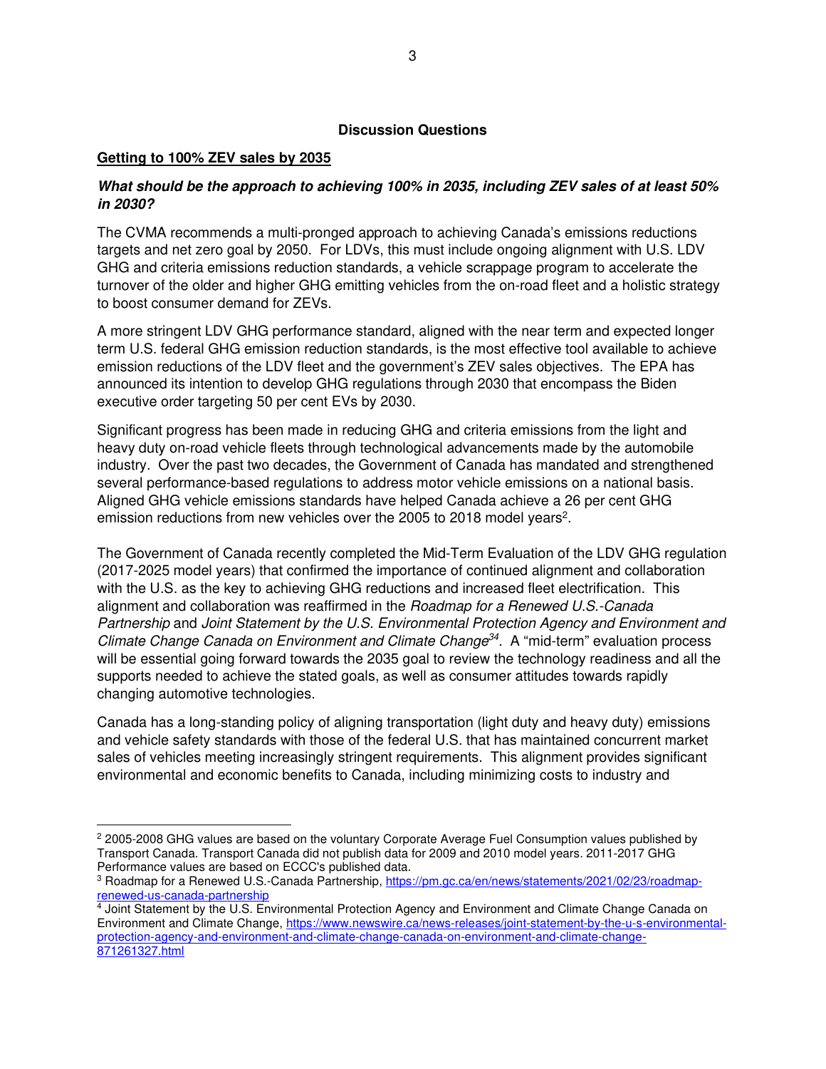**Discussion Questions**

**Getting to 100% ZEV sales by 2035**

***What should be the approach to achieving 100% in 2035, including ZEV sales of at least 50% in 2030?***

The CVMA recommends a multi-pronged approach to achieving Canada's emissions reductions targets and net zero goal by 2050. For LDVs, this must include ongoing alignment with U.S. LDV GHG and criteria emissions reduction standards, a vehicle scrappage program to accelerate the turnover of the older and higher GHG emitting vehicles from the on-road fleet and a holistic strategy to boost consumer demand for ZEVs.

A more stringent LDV GHG performance standard, aligned with the near term and expected longer term U.S. federal GHG emission reduction standards, is the most effective tool available to achieve emission reductions of the LDV fleet and the government's ZEV sales objectives. The EPA has announced its intention to develop GHG regulations through 2030 that encompass the Biden executive order targeting 50 per cent EVs by 2030.

Significant progress has been made in reducing GHG and criteria emissions from the light and heavy duty on-road vehicle fleets through technological advancements made by the automobile industry. Over the past two decades, the Government of Canada has mandated and strengthened several performance-based regulations to address motor vehicle emissions on a national basis. Aligned GHG vehicle emissions standards have helped Canada achieve a 26 per cent GHG emission reductions from new vehicles over the 2005 to 2018 model years[2].

The Government of Canada recently completed the Mid-Term Evaluation of the LDV GHG regulation (2017-2025 model years) that confirmed the importance of continued alignment and collaboration with the U.S. as the key to achieving GHG reductions and increased fleet electrification. This alignment and collaboration was reaffirmed in the *Roadmap for a Renewed U.S.-Canada Partnership* and *Joint Statement by the U.S. Environmental Protection Agency and Environment and Climate Change Canada on Environment and Climate Change*[3,4]. A "mid-term" evaluation process will be essential going forward towards the 2035 goal to review the technology readiness and all the supports needed to achieve the stated goals, as well as consumer attitudes towards rapidly changing automotive technologies.

Canada has a long-standing policy of aligning transportation (light duty and heavy duty) emissions and vehicle safety standards with those of the federal U.S. that has maintained concurrent market sales of vehicles meeting increasingly stringent requirements. This alignment provides significant environmental and economic benefits to Canada, including minimizing costs to industry and

---

[2] 2005-2008 GHG values are based on the voluntary Corporate Average Fuel Consumption values published by Transport Canada. Transport Canada did not publish data for 2009 and 2010 model years. 2011-2017 GHG Performance values are based on ECCC's published data.

[3] Roadmap for a Renewed U.S.-Canada Partnership, https://pm.gc.ca/en/news/statements/2021/02/23/roadmap-renewed-us-canada-partnership

[4] Joint Statement by the U.S. Environmental Protection Agency and Environment and Climate Change Canada on Environment and Climate Change, https://www.newswire.ca/news-releases/joint-statement-by-the-u-s-environmental-protection-agency-and-environment-and-climate-change-canada-on-environment-and-climate-change-871261327.html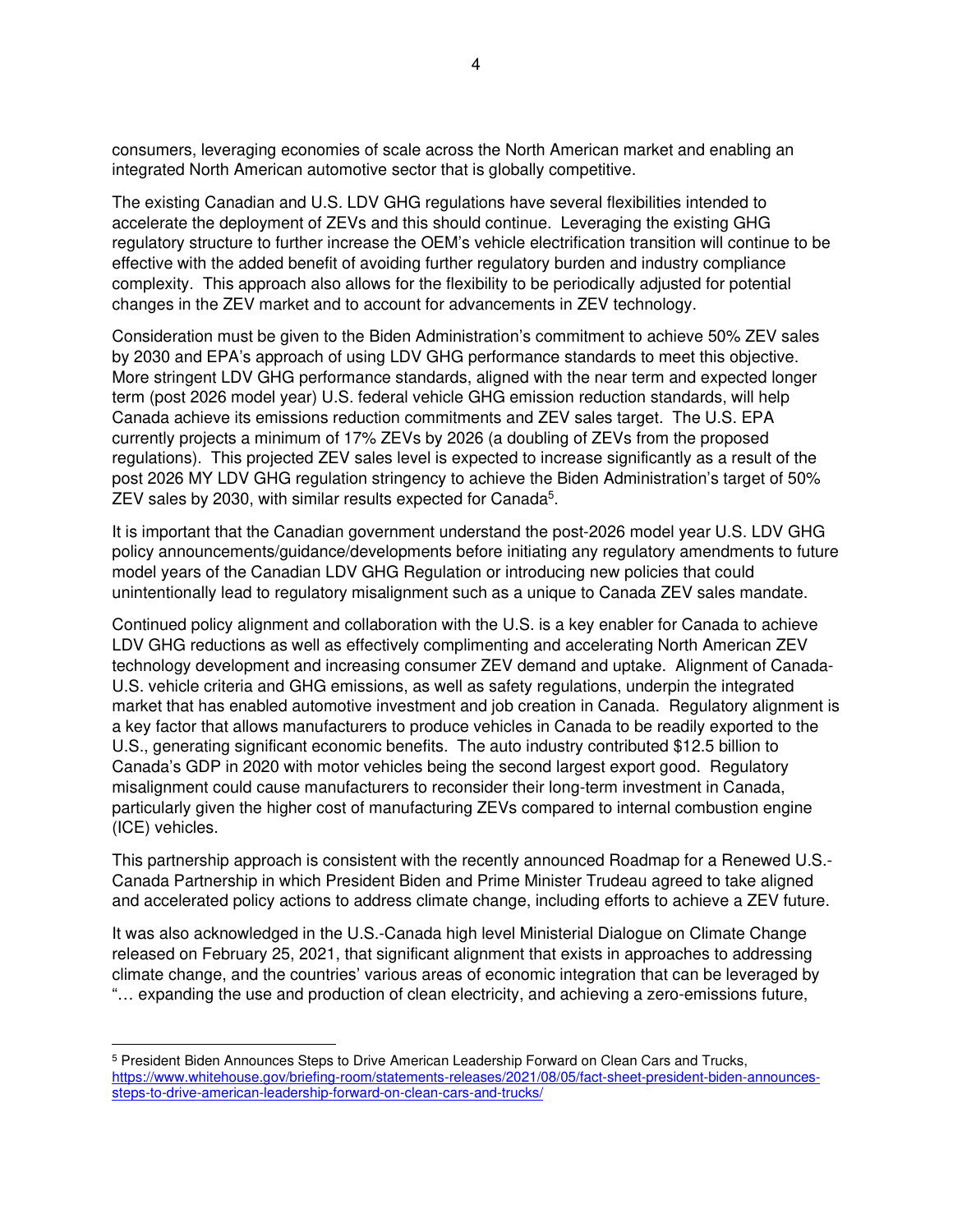consumers, leveraging economies of scale across the North American market and enabling an integrated North American automotive sector that is globally competitive.

The existing Canadian and U.S. LDV GHG regulations have several flexibilities intended to accelerate the deployment of ZEVs and this should continue. Leveraging the existing GHG regulatory structure to further increase the OEM's vehicle electrification transition will continue to be effective with the added benefit of avoiding further regulatory burden and industry compliance complexity. This approach also allows for the flexibility to be periodically adjusted for potential changes in the ZEV market and to account for advancements in ZEV technology.

Consideration must be given to the Biden Administration's commitment to achieve 50% ZEV sales by 2030 and EPA's approach of using LDV GHG performance standards to meet this objective. More stringent LDV GHG performance standards, aligned with the near term and expected longer term (post 2026 model year) U.S. federal vehicle GHG emission reduction standards, will help Canada achieve its emissions reduction commitments and ZEV sales target. The U.S. EPA currently projects a minimum of 17% ZEVs by 2026 (a doubling of ZEVs from the proposed regulations). This projected ZEV sales level is expected to increase significantly as a result of the post 2026 MY LDV GHG regulation stringency to achieve the Biden Administration's target of 50% ZEV sales by 2030, with similar results expected for Canada[5].

It is important that the Canadian government understand the post-2026 model year U.S. LDV GHG policy announcements/guidance/developments before initiating any regulatory amendments to future model years of the Canadian LDV GHG Regulation or introducing new policies that could unintentionally lead to regulatory misalignment such as a unique to Canada ZEV sales mandate.

Continued policy alignment and collaboration with the U.S. is a key enabler for Canada to achieve LDV GHG reductions as well as effectively complimenting and accelerating North American ZEV technology development and increasing consumer ZEV demand and uptake. Alignment of Canada-U.S. vehicle criteria and GHG emissions, as well as safety regulations, underpin the integrated market that has enabled automotive investment and job creation in Canada. Regulatory alignment is a key factor that allows manufacturers to produce vehicles in Canada to be readily exported to the U.S., generating significant economic benefits. The auto industry contributed $12.5 billion to Canada's GDP in 2020 with motor vehicles being the second largest export good. Regulatory misalignment could cause manufacturers to reconsider their long-term investment in Canada, particularly given the higher cost of manufacturing ZEVs compared to internal combustion engine (ICE) vehicles.

This partnership approach is consistent with the recently announced Roadmap for a Renewed U.S.-Canada Partnership in which President Biden and Prime Minister Trudeau agreed to take aligned and accelerated policy actions to address climate change, including efforts to achieve a ZEV future.

It was also acknowledged in the U.S.-Canada high level Ministerial Dialogue on Climate Change released on February 25, 2021, that significant alignment that exists in approaches to addressing climate change, and the countries' various areas of economic integration that can be leveraged by "… expanding the use and production of clean electricity, and achieving a zero-emissions future,

---

[5] President Biden Announces Steps to Drive American Leadership Forward on Clean Cars and Trucks, https://www.whitehouse.gov/briefing-room/statements-releases/2021/08/05/fact-sheet-president-biden-announces-steps-to-drive-american-leadership-forward-on-clean-cars-and-trucks/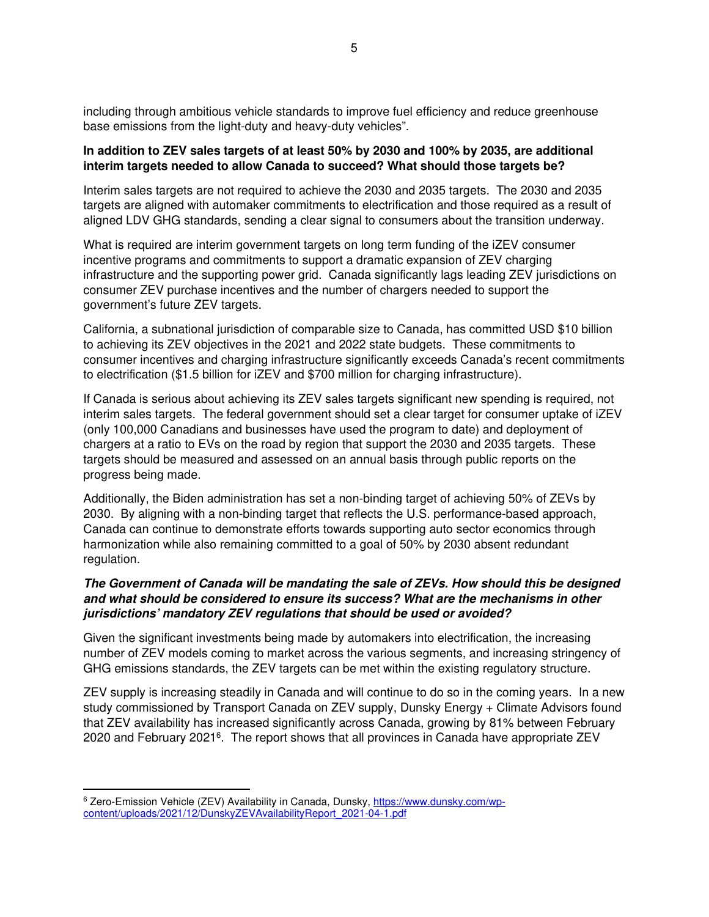including through ambitious vehicle standards to improve fuel efficiency and reduce greenhouse base emissions from the light-duty and heavy-duty vehicles".

**In addition to ZEV sales targets of at least 50% by 2030 and 100% by 2035, are additional interim targets needed to allow Canada to succeed? What should those targets be?**

Interim sales targets are not required to achieve the 2030 and 2035 targets. The 2030 and 2035 targets are aligned with automaker commitments to electrification and those required as a result of aligned LDV GHG standards, sending a clear signal to consumers about the transition underway.

What is required are interim government targets on long term funding of the iZEV consumer incentive programs and commitments to support a dramatic expansion of ZEV charging infrastructure and the supporting power grid. Canada significantly lags leading ZEV jurisdictions on consumer ZEV purchase incentives and the number of chargers needed to support the government's future ZEV targets.

California, a subnational jurisdiction of comparable size to Canada, has committed USD $10 billion to achieving its ZEV objectives in the 2021 and 2022 state budgets. These commitments to consumer incentives and charging infrastructure significantly exceeds Canada's recent commitments to electrification ($1.5 billion for iZEV and $700 million for charging infrastructure).

If Canada is serious about achieving its ZEV sales targets significant new spending is required, not interim sales targets. The federal government should set a clear target for consumer uptake of iZEV (only 100,000 Canadians and businesses have used the program to date) and deployment of chargers at a ratio to EVs on the road by region that support the 2030 and 2035 targets. These targets should be measured and assessed on an annual basis through public reports on the progress being made.

Additionally, the Biden administration has set a non-binding target of achieving 50% of ZEVs by 2030. By aligning with a non-binding target that reflects the U.S. performance-based approach, Canada can continue to demonstrate efforts towards supporting auto sector economics through harmonization while also remaining committed to a goal of 50% by 2030 absent redundant regulation.

***The Government of Canada will be mandating the sale of ZEVs. How should this be designed and what should be considered to ensure its success? What are the mechanisms in other jurisdictions' mandatory ZEV regulations that should be used or avoided?***

Given the significant investments being made by automakers into electrification, the increasing number of ZEV models coming to market across the various segments, and increasing stringency of GHG emissions standards, the ZEV targets can be met within the existing regulatory structure.

ZEV supply is increasing steadily in Canada and will continue to do so in the coming years. In a new study commissioned by Transport Canada on ZEV supply, Dunsky Energy + Climate Advisors found that ZEV availability has increased significantly across Canada, growing by 81% between February 2020 and February 2021[6]. The report shows that all provinces in Canada have appropriate ZEV

[6] Zero-Emission Vehicle (ZEV) Availability in Canada, Dunsky, https://www.dunsky.com/wp-content/uploads/2021/12/DunskyZEVAvailabilityReport_2021-04-1.pdf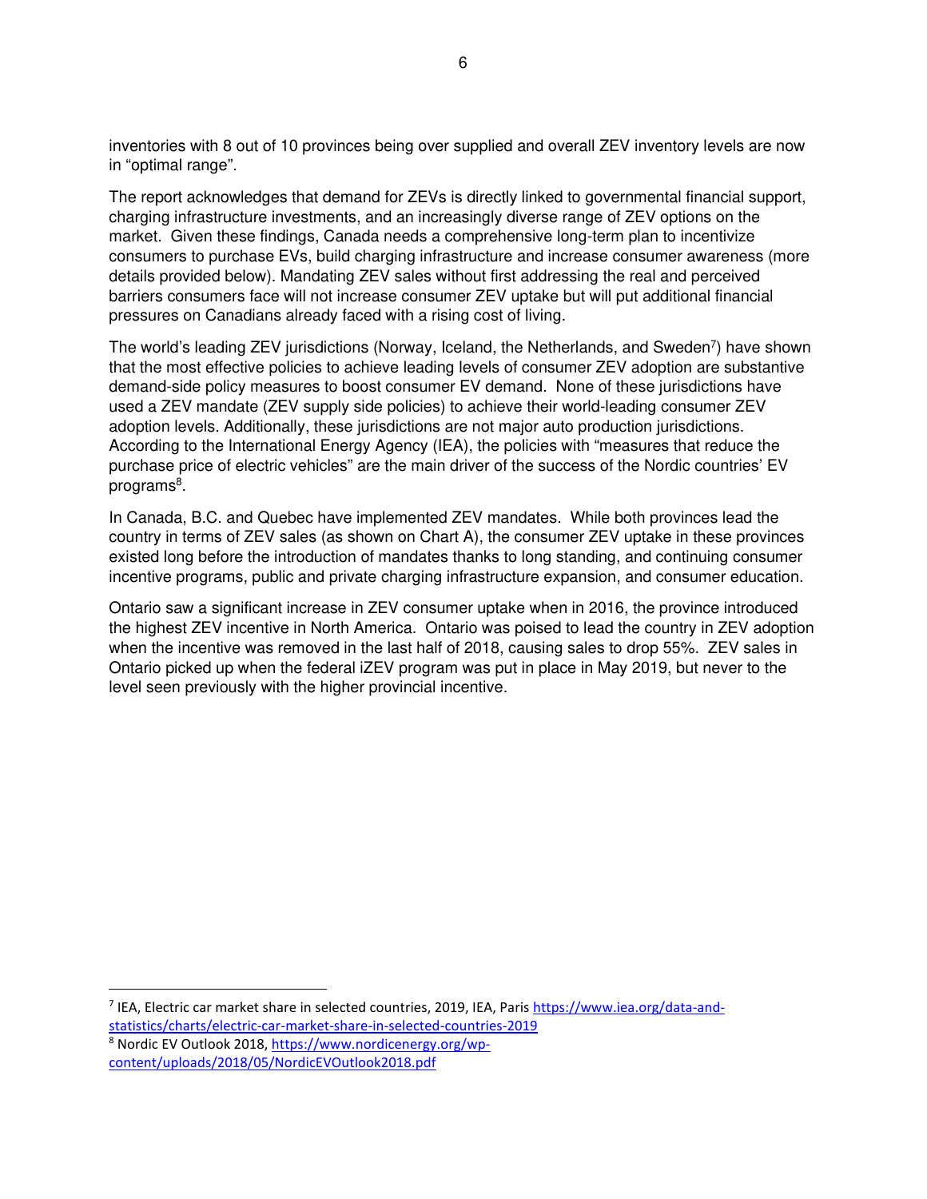inventories with 8 out of 10 provinces being over supplied and overall ZEV inventory levels are now in “optimal range”.

The report acknowledges that demand for ZEVs is directly linked to governmental financial support, charging infrastructure investments, and an increasingly diverse range of ZEV options on the market. Given these findings, Canada needs a comprehensive long-term plan to incentivize consumers to purchase EVs, build charging infrastructure and increase consumer awareness (more details provided below). Mandating ZEV sales without first addressing the real and perceived barriers consumers face will not increase consumer ZEV uptake but will put additional financial pressures on Canadians already faced with a rising cost of living.

The world’s leading ZEV jurisdictions (Norway, Iceland, the Netherlands, and Sweden[7]) have shown that the most effective policies to achieve leading levels of consumer ZEV adoption are substantive demand-side policy measures to boost consumer EV demand. None of these jurisdictions have used a ZEV mandate (ZEV supply side policies) to achieve their world-leading consumer ZEV adoption levels. Additionally, these jurisdictions are not major auto production jurisdictions. According to the International Energy Agency (IEA), the policies with “measures that reduce the purchase price of electric vehicles” are the main driver of the success of the Nordic countries’ EV programs[8].

In Canada, B.C. and Quebec have implemented ZEV mandates. While both provinces lead the country in terms of ZEV sales (as shown on Chart A), the consumer ZEV uptake in these provinces existed long before the introduction of mandates thanks to long standing, and continuing consumer incentive programs, public and private charging infrastructure expansion, and consumer education.

Ontario saw a significant increase in ZEV consumer uptake when in 2016, the province introduced the highest ZEV incentive in North America. Ontario was poised to lead the country in ZEV adoption when the incentive was removed in the last half of 2018, causing sales to drop 55%. ZEV sales in Ontario picked up when the federal iZEV program was put in place in May 2019, but never to the level seen previously with the higher provincial incentive.

---

[7] IEA, Electric car market share in selected countries, 2019, IEA, Paris https://www.iea.org/data-and-statistics/charts/electric-car-market-share-in-selected-countries-2019

[8] Nordic EV Outlook 2018, https://www.nordicenergy.org/wp-content/uploads/2018/05/NordicEVOutlook2018.pdf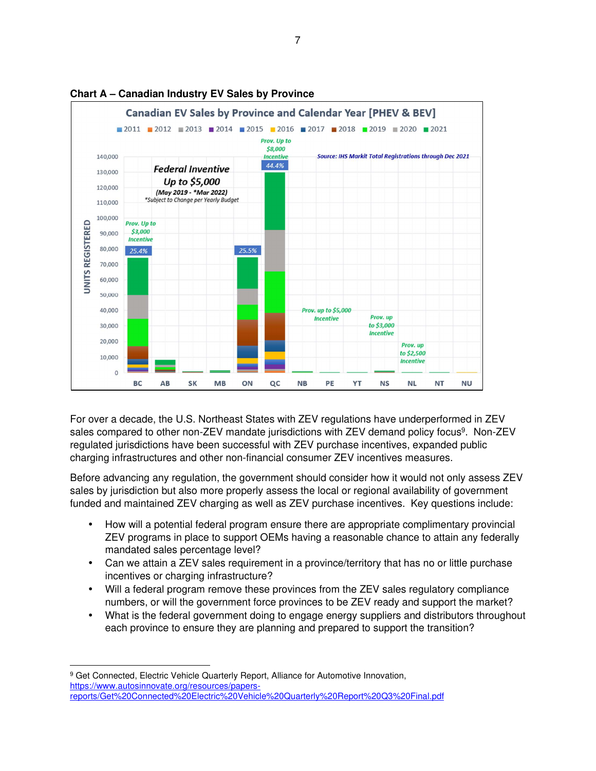**Chart A – Canadian Industry EV Sales by Province**

For over a decade, the U.S. Northeast States with ZEV regulations have underperformed in ZEV sales compared to other non-ZEV mandate jurisdictions with ZEV demand policy focus[9]. Non-ZEV regulated jurisdictions have been successful with ZEV purchase incentives, expanded public charging infrastructures and other non-financial consumer ZEV incentives measures.

Before advancing any regulation, the government should consider how it would not only assess ZEV sales by jurisdiction but also more properly assess the local or regional availability of government funded and maintained ZEV charging as well as ZEV purchase incentives. Key questions include:

- How will a potential federal program ensure there are appropriate complimentary provincial ZEV programs in place to support OEMs having a reasonable chance to attain any federally mandated sales percentage level?
- Can we attain a ZEV sales requirement in a province/territory that has no or little purchase incentives or charging infrastructure?
- Will a federal program remove these provinces from the ZEV sales regulatory compliance numbers, or will the government force provinces to be ZEV ready and support the market?
- What is the federal government doing to engage energy suppliers and distributors throughout each province to ensure they are planning and prepared to support the transition?

---

[9] Get Connected, Electric Vehicle Quarterly Report, Alliance for Automotive Innovation, https://www.autosinnovate.org/resources/papers-reports/Get%20Connected%20Electric%20Vehicle%20Quarterly%20Report%20Q3%20Final.pdf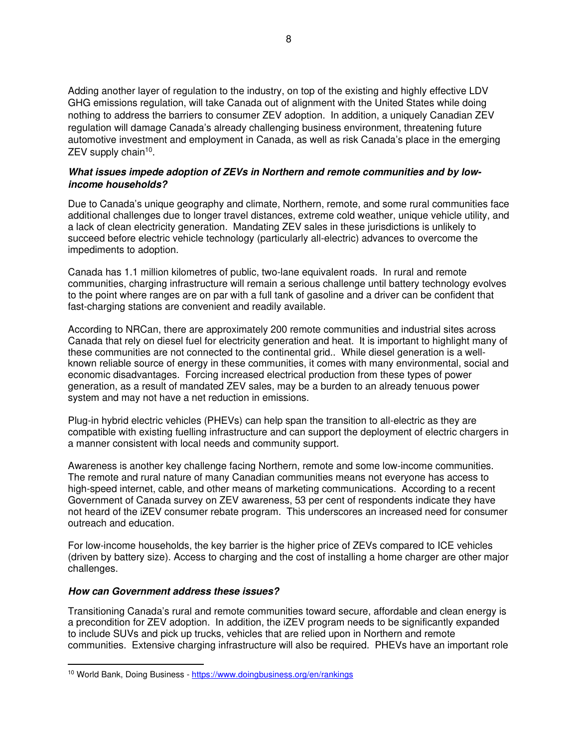Adding another layer of regulation to the industry, on top of the existing and highly effective LDV GHG emissions regulation, will take Canada out of alignment with the United States while doing nothing to address the barriers to consumer ZEV adoption. In addition, a uniquely Canadian ZEV regulation will damage Canada's already challenging business environment, threatening future automotive investment and employment in Canada, as well as risk Canada's place in the emerging ZEV supply chain[10].

***What issues impede adoption of ZEVs in Northern and remote communities and by low-income households?***

Due to Canada's unique geography and climate, Northern, remote, and some rural communities face additional challenges due to longer travel distances, extreme cold weather, unique vehicle utility, and a lack of clean electricity generation. Mandating ZEV sales in these jurisdictions is unlikely to succeed before electric vehicle technology (particularly all-electric) advances to overcome the impediments to adoption.

Canada has 1.1 million kilometres of public, two-lane equivalent roads. In rural and remote communities, charging infrastructure will remain a serious challenge until battery technology evolves to the point where ranges are on par with a full tank of gasoline and a driver can be confident that fast-charging stations are convenient and readily available.

According to NRCan, there are approximately 200 remote communities and industrial sites across Canada that rely on diesel fuel for electricity generation and heat. It is important to highlight many of these communities are not connected to the continental grid.. While diesel generation is a well-known reliable source of energy in these communities, it comes with many environmental, social and economic disadvantages. Forcing increased electrical production from these types of power generation, as a result of mandated ZEV sales, may be a burden to an already tenuous power system and may not have a net reduction in emissions.

Plug-in hybrid electric vehicles (PHEVs) can help span the transition to all-electric as they are compatible with existing fuelling infrastructure and can support the deployment of electric chargers in a manner consistent with local needs and community support.

Awareness is another key challenge facing Northern, remote and some low-income communities. The remote and rural nature of many Canadian communities means not everyone has access to high-speed internet, cable, and other means of marketing communications. According to a recent Government of Canada survey on ZEV awareness, 53 per cent of respondents indicate they have not heard of the iZEV consumer rebate program. This underscores an increased need for consumer outreach and education.

For low-income households, the key barrier is the higher price of ZEVs compared to ICE vehicles (driven by battery size). Access to charging and the cost of installing a home charger are other major challenges.

***How can Government address these issues?***

Transitioning Canada's rural and remote communities toward secure, affordable and clean energy is a precondition for ZEV adoption. In addition, the iZEV program needs to be significantly expanded to include SUVs and pick up trucks, vehicles that are relied upon in Northern and remote communities. Extensive charging infrastructure will also be required. PHEVs have an important role

---

[10] World Bank, Doing Business - https://www.doingbusiness.org/en/rankings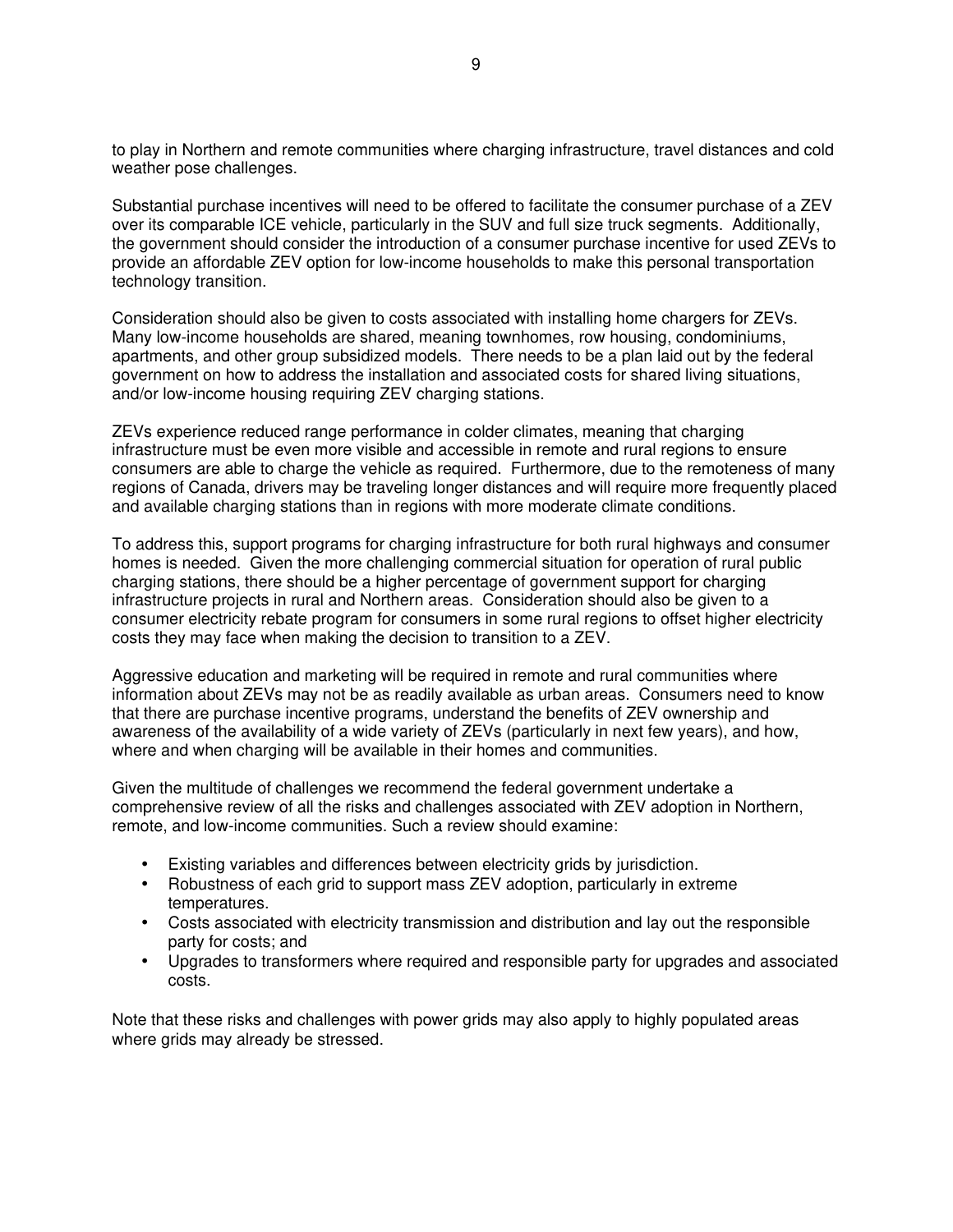to play in Northern and remote communities where charging infrastructure, travel distances and cold weather pose challenges.

Substantial purchase incentives will need to be offered to facilitate the consumer purchase of a ZEV over its comparable ICE vehicle, particularly in the SUV and full size truck segments. Additionally, the government should consider the introduction of a consumer purchase incentive for used ZEVs to provide an affordable ZEV option for low-income households to make this personal transportation technology transition.

Consideration should also be given to costs associated with installing home chargers for ZEVs. Many low-income households are shared, meaning townhomes, row housing, condominiums, apartments, and other group subsidized models. There needs to be a plan laid out by the federal government on how to address the installation and associated costs for shared living situations, and/or low-income housing requiring ZEV charging stations.

ZEVs experience reduced range performance in colder climates, meaning that charging infrastructure must be even more visible and accessible in remote and rural regions to ensure consumers are able to charge the vehicle as required. Furthermore, due to the remoteness of many regions of Canada, drivers may be traveling longer distances and will require more frequently placed and available charging stations than in regions with more moderate climate conditions.

To address this, support programs for charging infrastructure for both rural highways and consumer homes is needed. Given the more challenging commercial situation for operation of rural public charging stations, there should be a higher percentage of government support for charging infrastructure projects in rural and Northern areas. Consideration should also be given to a consumer electricity rebate program for consumers in some rural regions to offset higher electricity costs they may face when making the decision to transition to a ZEV.

Aggressive education and marketing will be required in remote and rural communities where information about ZEVs may not be as readily available as urban areas. Consumers need to know that there are purchase incentive programs, understand the benefits of ZEV ownership and awareness of the availability of a wide variety of ZEVs (particularly in next few years), and how, where and when charging will be available in their homes and communities.

Given the multitude of challenges we recommend the federal government undertake a comprehensive review of all the risks and challenges associated with ZEV adoption in Northern, remote, and low-income communities. Such a review should examine:

- Existing variables and differences between electricity grids by jurisdiction.
- Robustness of each grid to support mass ZEV adoption, particularly in extreme temperatures.
- Costs associated with electricity transmission and distribution and lay out the responsible party for costs; and
- Upgrades to transformers where required and responsible party for upgrades and associated costs.

Note that these risks and challenges with power grids may also apply to highly populated areas where grids may already be stressed.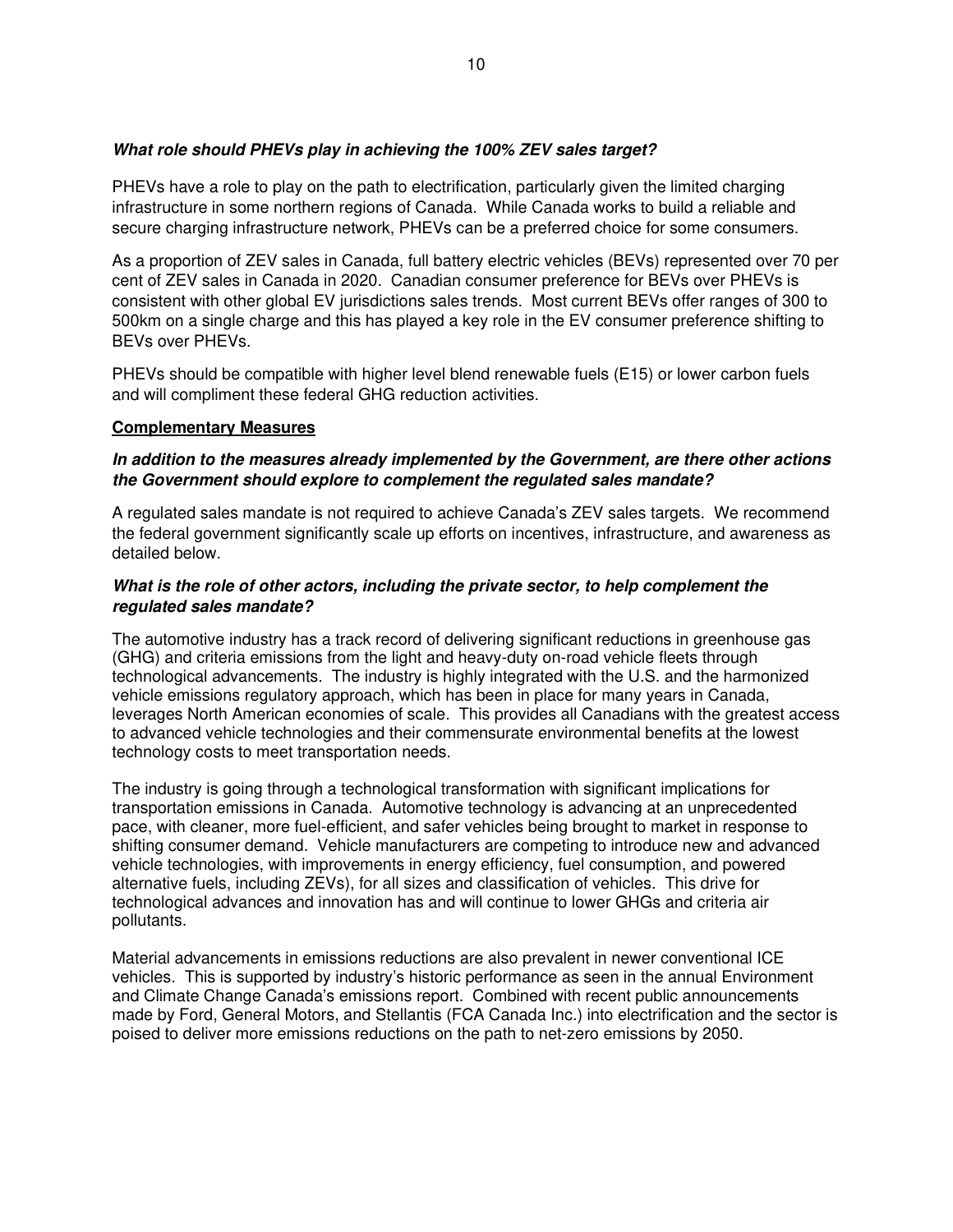***What role should PHEVs play in achieving the 100% ZEV sales target?***

PHEVs have a role to play on the path to electrification, particularly given the limited charging infrastructure in some northern regions of Canada. While Canada works to build a reliable and secure charging infrastructure network, PHEVs can be a preferred choice for some consumers.

As a proportion of ZEV sales in Canada, full battery electric vehicles (BEVs) represented over 70 per cent of ZEV sales in Canada in 2020. Canadian consumer preference for BEVs over PHEVs is consistent with other global EV jurisdictions sales trends. Most current BEVs offer ranges of 300 to 500km on a single charge and this has played a key role in the EV consumer preference shifting to BEVs over PHEVs.

PHEVs should be compatible with higher level blend renewable fuels (E15) or lower carbon fuels and will compliment these federal GHG reduction activities.

**Complementary Measures**

***In addition to the measures already implemented by the Government, are there other actions the Government should explore to complement the regulated sales mandate?***

A regulated sales mandate is not required to achieve Canada's ZEV sales targets. We recommend the federal government significantly scale up efforts on incentives, infrastructure, and awareness as detailed below.

***What is the role of other actors, including the private sector, to help complement the regulated sales mandate?***

The automotive industry has a track record of delivering significant reductions in greenhouse gas (GHG) and criteria emissions from the light and heavy-duty on-road vehicle fleets through technological advancements. The industry is highly integrated with the U.S. and the harmonized vehicle emissions regulatory approach, which has been in place for many years in Canada, leverages North American economies of scale. This provides all Canadians with the greatest access to advanced vehicle technologies and their commensurate environmental benefits at the lowest technology costs to meet transportation needs.

The industry is going through a technological transformation with significant implications for transportation emissions in Canada. Automotive technology is advancing at an unprecedented pace, with cleaner, more fuel-efficient, and safer vehicles being brought to market in response to shifting consumer demand. Vehicle manufacturers are competing to introduce new and advanced vehicle technologies, with improvements in energy efficiency, fuel consumption, and powered alternative fuels, including ZEVs), for all sizes and classification of vehicles. This drive for technological advances and innovation has and will continue to lower GHGs and criteria air pollutants.

Material advancements in emissions reductions are also prevalent in newer conventional ICE vehicles. This is supported by industry's historic performance as seen in the annual Environment and Climate Change Canada's emissions report. Combined with recent public announcements made by Ford, General Motors, and Stellantis (FCA Canada Inc.) into electrification and the sector is poised to deliver more emissions reductions on the path to net-zero emissions by 2050.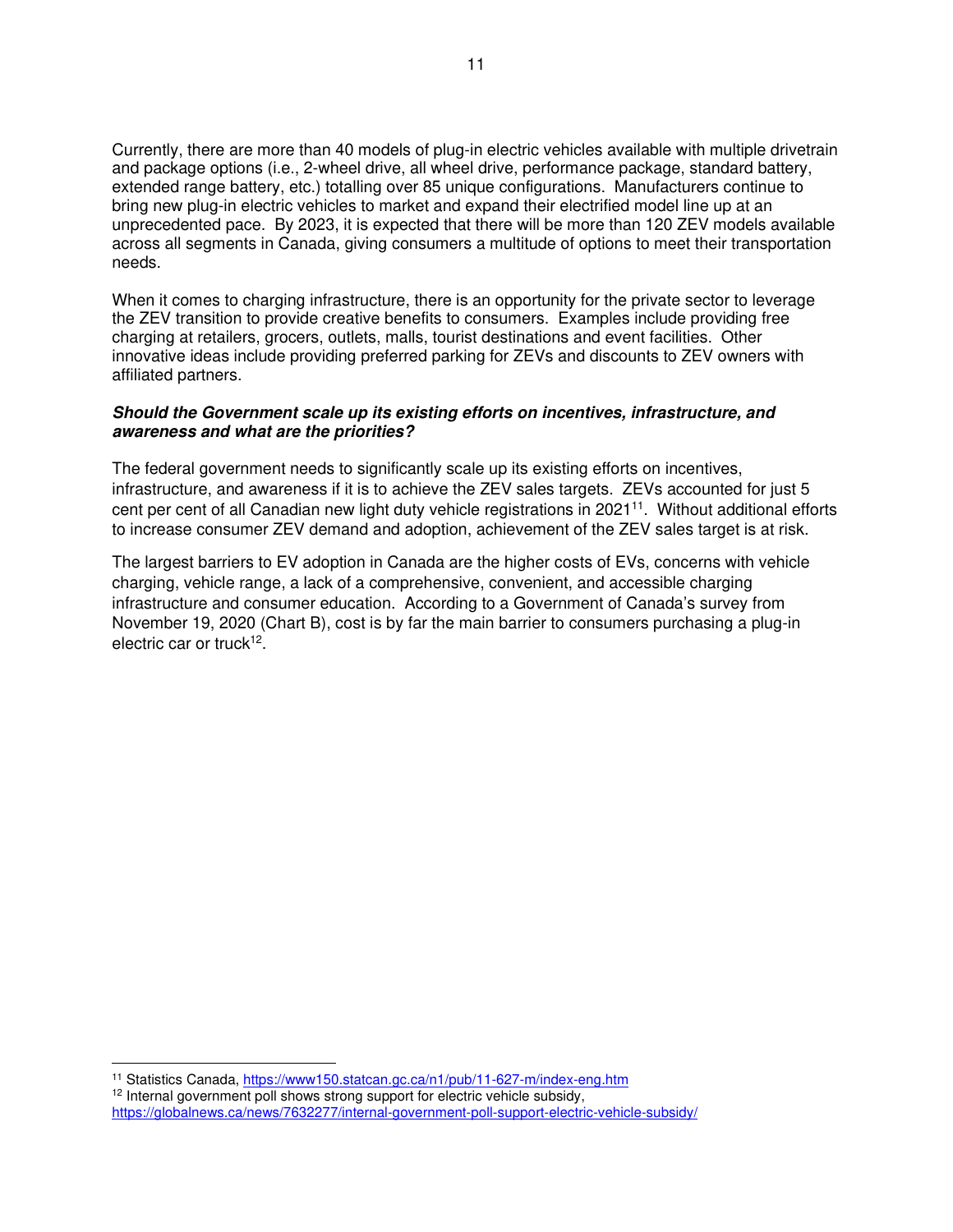Currently, there are more than 40 models of plug-in electric vehicles available with multiple drivetrain and package options (i.e., 2-wheel drive, all wheel drive, performance package, standard battery, extended range battery, etc.) totalling over 85 unique configurations. Manufacturers continue to bring new plug-in electric vehicles to market and expand their electrified model line up at an unprecedented pace. By 2023, it is expected that there will be more than 120 ZEV models available across all segments in Canada, giving consumers a multitude of options to meet their transportation needs.

When it comes to charging infrastructure, there is an opportunity for the private sector to leverage the ZEV transition to provide creative benefits to consumers. Examples include providing free charging at retailers, grocers, outlets, malls, tourist destinations and event facilities. Other innovative ideas include providing preferred parking for ZEVs and discounts to ZEV owners with affiliated partners.

***Should the Government scale up its existing efforts on incentives, infrastructure, and awareness and what are the priorities?***

The federal government needs to significantly scale up its existing efforts on incentives, infrastructure, and awareness if it is to achieve the ZEV sales targets. ZEVs accounted for just 5 cent per cent of all Canadian new light duty vehicle registrations in 2021[11]. Without additional efforts to increase consumer ZEV demand and adoption, achievement of the ZEV sales target is at risk.

The largest barriers to EV adoption in Canada are the higher costs of EVs, concerns with vehicle charging, vehicle range, a lack of a comprehensive, convenient, and accessible charging infrastructure and consumer education. According to a Government of Canada's survey from November 19, 2020 (Chart B), cost is by far the main barrier to consumers purchasing a plug-in electric car or truck[12].

---

[11] Statistics Canada, https://www150.statcan.gc.ca/n1/pub/11-627-m/index-eng.htm

[12] Internal government poll shows strong support for electric vehicle subsidy, https://globalnews.ca/news/7632277/internal-government-poll-support-electric-vehicle-subsidy/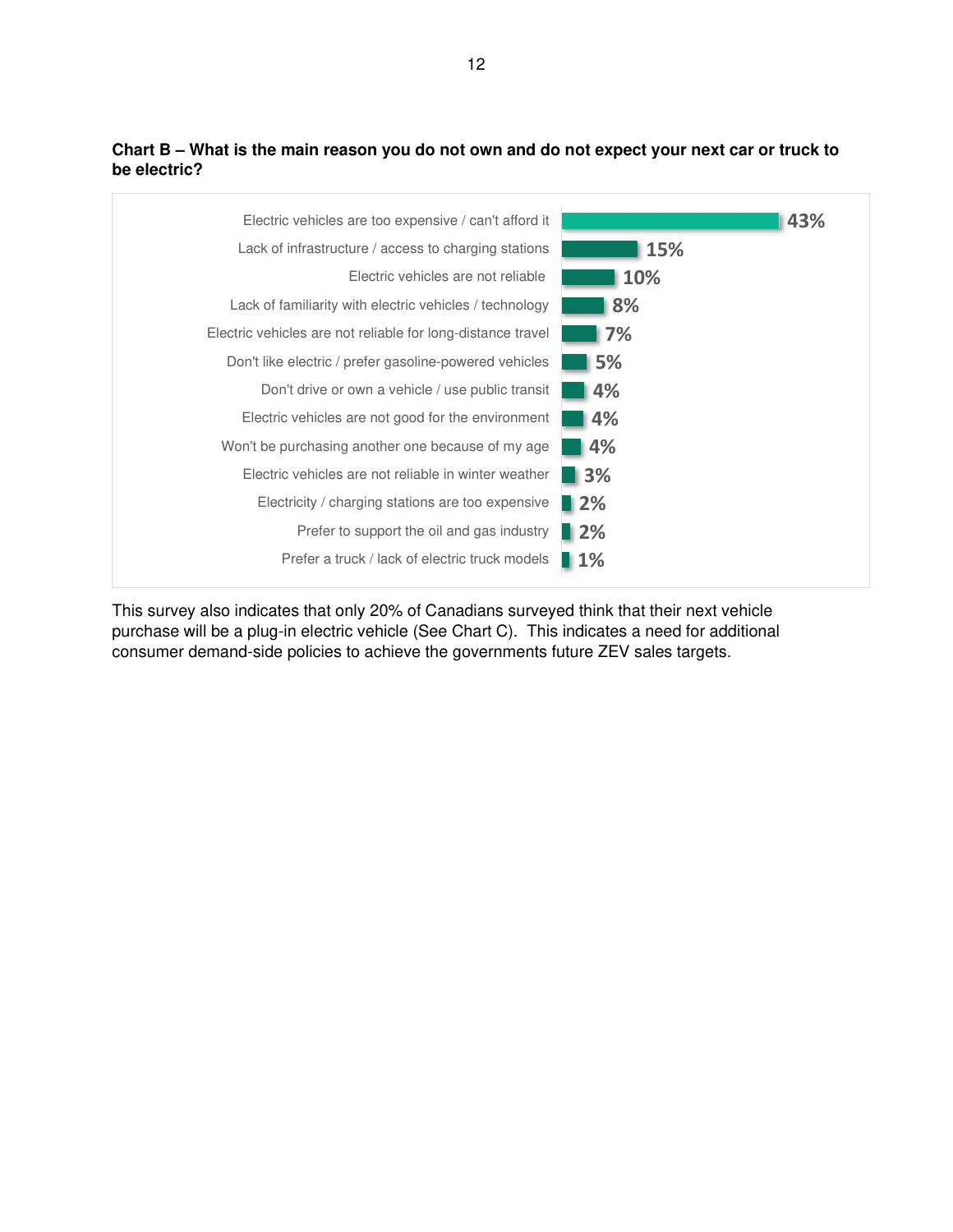**Chart B – What is the main reason you do not own and do not expect your next car or truck to be electric?**

| Reason | % |
|---|---|
| Electric vehicles are too expensive / can't afford it | 43% |
| Lack of infrastructure / access to charging stations | 15% |
| Electric vehicles are not reliable | 10% |
| Lack of familiarity with electric vehicles / technology | 8% |
| Electric vehicles are not reliable for long-distance travel | 7% |
| Don't like electric / prefer gasoline-powered vehicles | 5% |
| Don't drive or own a vehicle / use public transit | 4% |
| Electric vehicles are not good for the environment | 4% |
| Won't be purchasing another one because of my age | 4% |
| Electric vehicles are not reliable in winter weather | 3% |
| Electricity / charging stations are too expensive | 2% |
| Prefer to support the oil and gas industry | 2% |
| Prefer a truck / lack of electric truck models | 1% |

This survey also indicates that only 20% of Canadians surveyed think that their next vehicle purchase will be a plug-in electric vehicle (See Chart C). This indicates a need for additional consumer demand-side policies to achieve the governments future ZEV sales targets.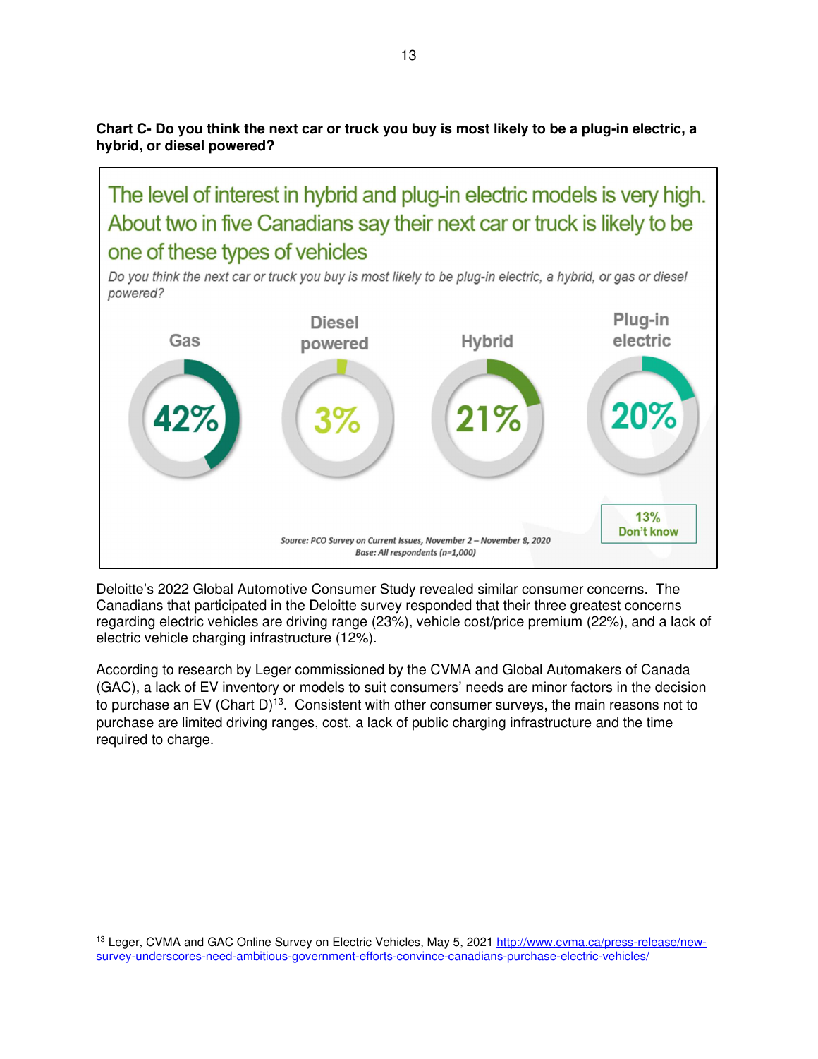**Chart C- Do you think the next car or truck you buy is most likely to be a plug-in electric, a hybrid, or diesel powered?**

The level of interest in hybrid and plug-in electric models is very high. About two in five Canadians say their next car or truck is likely to be one of these types of vehicles

*Do you think the next car or truck you buy is most likely to be plug-in electric, a hybrid, or gas or diesel powered?*

| Gas | Diesel powered | Hybrid | Plug-in electric |
|---|---|---|---|
| 42% | 3% | 21% | 20% |

13% Don't know

*Source: PCO Survey on Current Issues, November 2 – November 8, 2020*
*Base: All respondents (n=1,000)*

Deloitte's 2022 Global Automotive Consumer Study revealed similar consumer concerns. The Canadians that participated in the Deloitte survey responded that their three greatest concerns regarding electric vehicles are driving range (23%), vehicle cost/price premium (22%), and a lack of electric vehicle charging infrastructure (12%).

According to research by Leger commissioned by the CVMA and Global Automakers of Canada (GAC), a lack of EV inventory or models to suit consumers' needs are minor factors in the decision to purchase an EV (Chart D)[13]. Consistent with other consumer surveys, the main reasons not to purchase are limited driving ranges, cost, a lack of public charging infrastructure and the time required to charge.

---

[13] Leger, CVMA and GAC Online Survey on Electric Vehicles, May 5, 2021 http://www.cvma.ca/press-release/new-survey-underscores-need-ambitious-government-efforts-convince-canadians-purchase-electric-vehicles/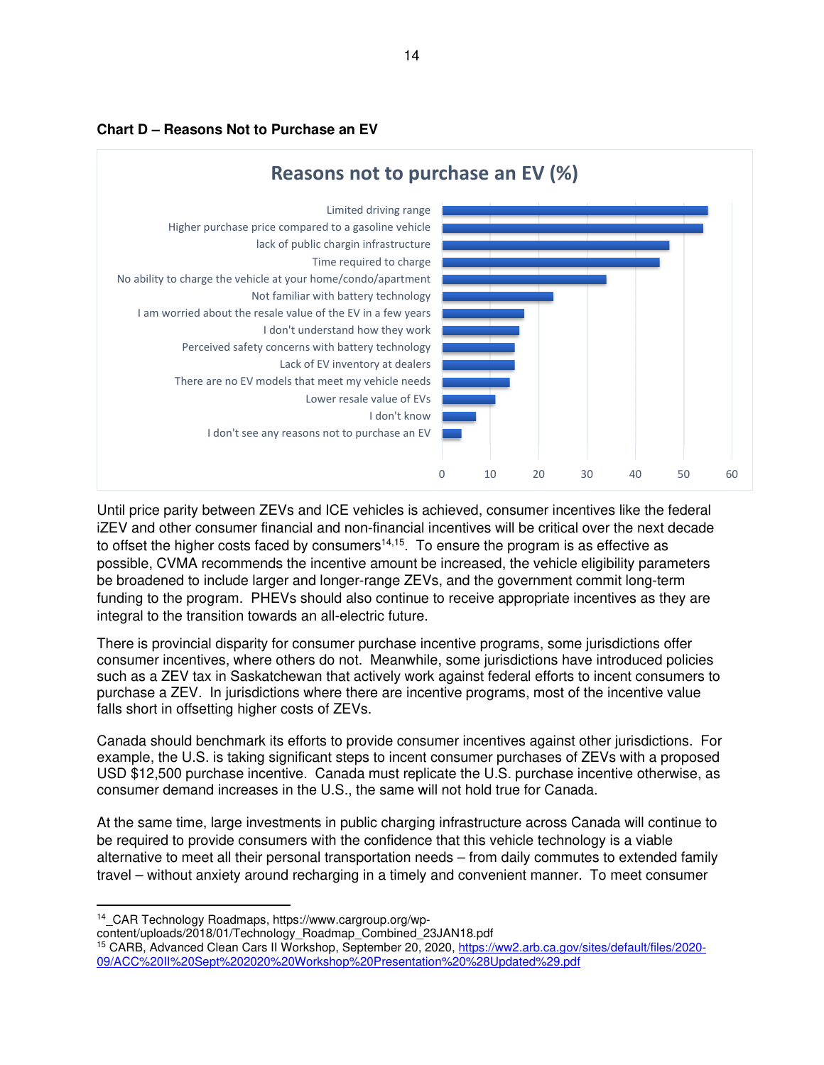**Chart D – Reasons Not to Purchase an EV**

Reasons not to purchase an EV (%)

- Limited driving range
- Higher purchase price compared to a gasoline vehicle
- lack of public chargin infrastructure
- Time required to charge
- No ability to charge the vehicle at your home/condo/apartment
- Not familiar with battery technology
- I am worried about the resale value of the EV in a few years
- I don't understand how they work
- Perceived safety concerns with battery technology
- Lack of EV inventory at dealers
- There are no EV models that meet my vehicle needs
- Lower resale value of EVs
- I don't know
- I don't see any reasons not to purchase an EV

Until price parity between ZEVs and ICE vehicles is achieved, consumer incentives like the federal iZEV and other consumer financial and non-financial incentives will be critical over the next decade to offset the higher costs faced by consumers[14,15]. To ensure the program is as effective as possible, CVMA recommends the incentive amount be increased, the vehicle eligibility parameters be broadened to include larger and longer-range ZEVs, and the government commit long-term funding to the program. PHEVs should also continue to receive appropriate incentives as they are integral to the transition towards an all-electric future.

There is provincial disparity for consumer purchase incentive programs, some jurisdictions offer consumer incentives, where others do not. Meanwhile, some jurisdictions have introduced policies such as a ZEV tax in Saskatchewan that actively work against federal efforts to incent consumers to purchase a ZEV. In jurisdictions where there are incentive programs, most of the incentive value falls short in offsetting higher costs of ZEVs.

Canada should benchmark its efforts to provide consumer incentives against other jurisdictions. For example, the U.S. is taking significant steps to incent consumer purchases of ZEVs with a proposed USD $12,500 purchase incentive. Canada must replicate the U.S. purchase incentive otherwise, as consumer demand increases in the U.S., the same will not hold true for Canada.

At the same time, large investments in public charging infrastructure across Canada will continue to be required to provide consumers with the confidence that this vehicle technology is a viable alternative to meet all their personal transportation needs – from daily commutes to extended family travel – without anxiety around recharging in a timely and convenient manner. To meet consumer

[14] CAR Technology Roadmaps, https://www.cargroup.org/wp-content/uploads/2018/01/Technology_Roadmap_Combined_23JAN18.pdf

[15] CARB, Advanced Clean Cars II Workshop, September 20, 2020, https://ww2.arb.ca.gov/sites/default/files/2020-09/ACC%20II%20Sept%202020%20Workshop%20Presentation%20%28Updated%29.pdf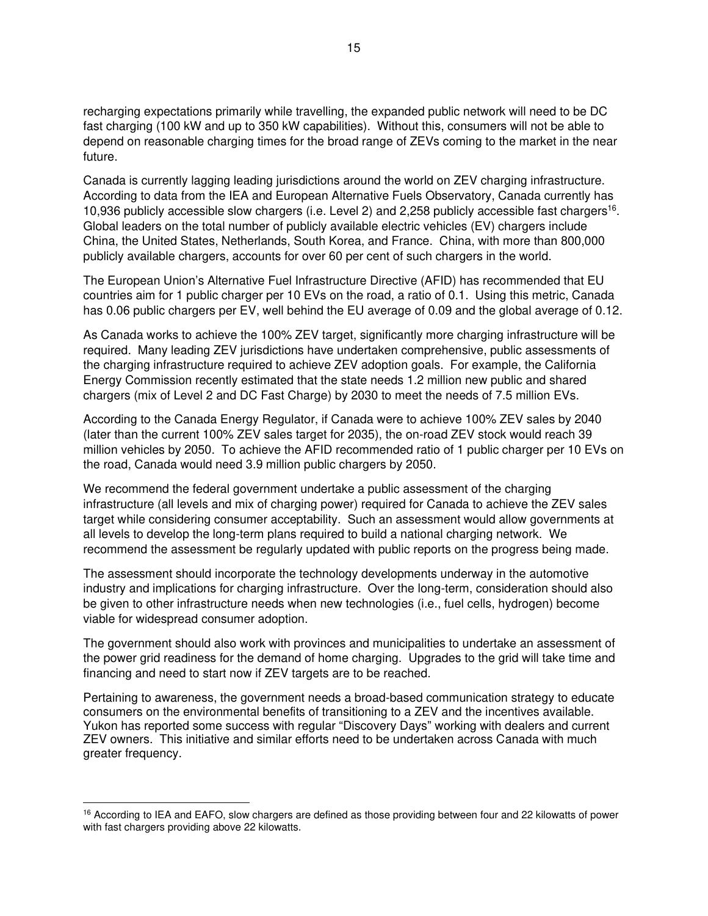recharging expectations primarily while travelling, the expanded public network will need to be DC fast charging (100 kW and up to 350 kW capabilities). Without this, consumers will not be able to depend on reasonable charging times for the broad range of ZEVs coming to the market in the near future.

Canada is currently lagging leading jurisdictions around the world on ZEV charging infrastructure. According to data from the IEA and European Alternative Fuels Observatory, Canada currently has 10,936 publicly accessible slow chargers (i.e. Level 2) and 2,258 publicly accessible fast chargers[16]. Global leaders on the total number of publicly available electric vehicles (EV) chargers include China, the United States, Netherlands, South Korea, and France. China, with more than 800,000 publicly available chargers, accounts for over 60 per cent of such chargers in the world.

The European Union's Alternative Fuel Infrastructure Directive (AFID) has recommended that EU countries aim for 1 public charger per 10 EVs on the road, a ratio of 0.1. Using this metric, Canada has 0.06 public chargers per EV, well behind the EU average of 0.09 and the global average of 0.12.

As Canada works to achieve the 100% ZEV target, significantly more charging infrastructure will be required. Many leading ZEV jurisdictions have undertaken comprehensive, public assessments of the charging infrastructure required to achieve ZEV adoption goals. For example, the California Energy Commission recently estimated that the state needs 1.2 million new public and shared chargers (mix of Level 2 and DC Fast Charge) by 2030 to meet the needs of 7.5 million EVs.

According to the Canada Energy Regulator, if Canada were to achieve 100% ZEV sales by 2040 (later than the current 100% ZEV sales target for 2035), the on-road ZEV stock would reach 39 million vehicles by 2050. To achieve the AFID recommended ratio of 1 public charger per 10 EVs on the road, Canada would need 3.9 million public chargers by 2050.

We recommend the federal government undertake a public assessment of the charging infrastructure (all levels and mix of charging power) required for Canada to achieve the ZEV sales target while considering consumer acceptability. Such an assessment would allow governments at all levels to develop the long-term plans required to build a national charging network. We recommend the assessment be regularly updated with public reports on the progress being made.

The assessment should incorporate the technology developments underway in the automotive industry and implications for charging infrastructure. Over the long-term, consideration should also be given to other infrastructure needs when new technologies (i.e., fuel cells, hydrogen) become viable for widespread consumer adoption.

The government should also work with provinces and municipalities to undertake an assessment of the power grid readiness for the demand of home charging. Upgrades to the grid will take time and financing and need to start now if ZEV targets are to be reached.

Pertaining to awareness, the government needs a broad-based communication strategy to educate consumers on the environmental benefits of transitioning to a ZEV and the incentives available. Yukon has reported some success with regular "Discovery Days" working with dealers and current ZEV owners. This initiative and similar efforts need to be undertaken across Canada with much greater frequency.

---

[16] According to IEA and EAFO, slow chargers are defined as those providing between four and 22 kilowatts of power with fast chargers providing above 22 kilowatts.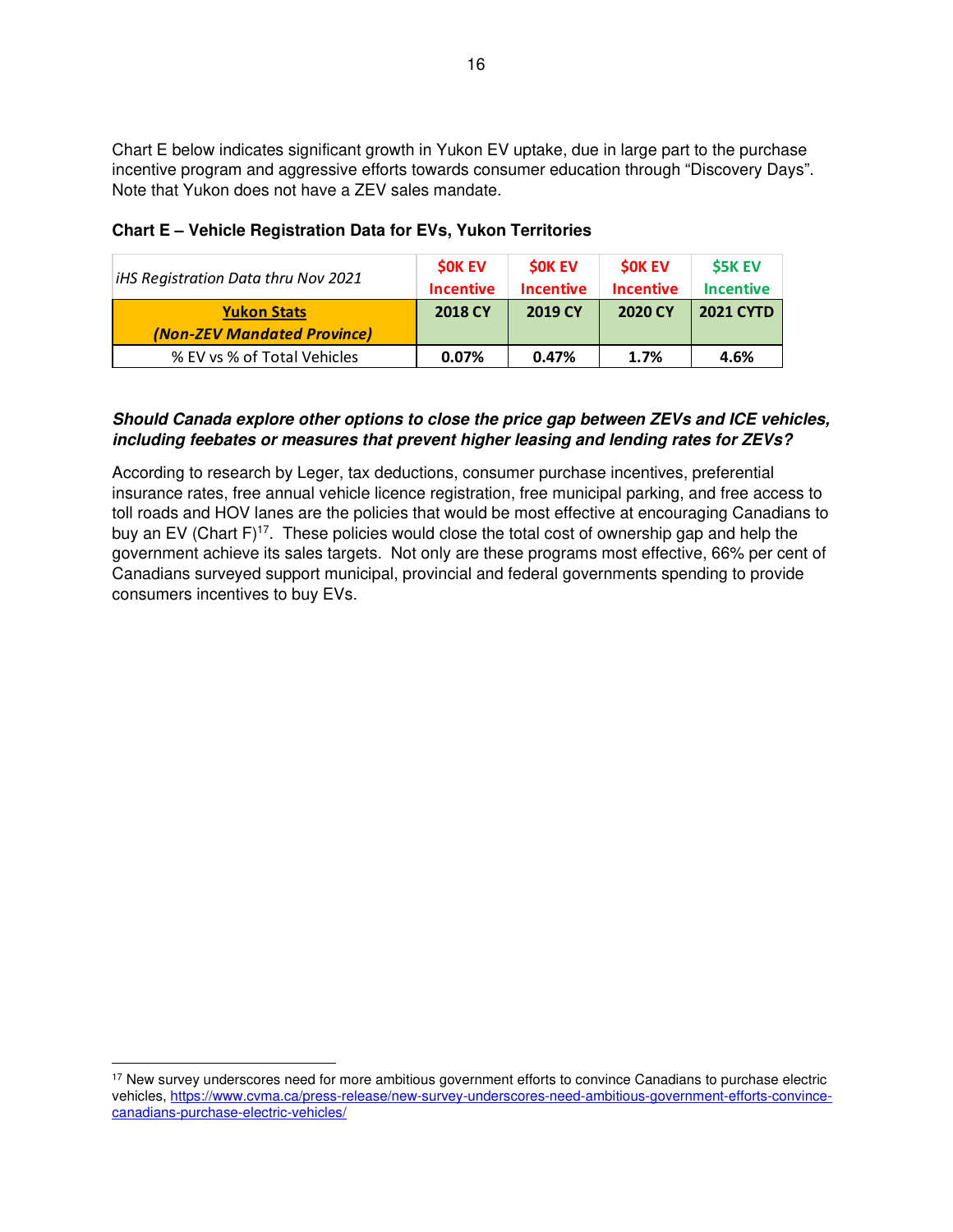Chart E below indicates significant growth in Yukon EV uptake, due in large part to the purchase incentive program and aggressive efforts towards consumer education through "Discovery Days". Note that Yukon does not have a ZEV sales mandate.

**Chart E – Vehicle Registration Data for EVs, Yukon Territories**

| *iHS Registration Data thru Nov 2021* | **$0K EV Incentive** | **$0K EV Incentive** | **$0K EV Incentive** | **$5K EV Incentive** |
|---|---|---|---|---|
| ***Yukon Stats (Non-ZEV Mandated Province)*** | **2018 CY** | **2019 CY** | **2020 CY** | **2021 CYTD** |
| % EV vs % of Total Vehicles | **0.07%** | **0.47%** | **1.7%** | **4.6%** |

***Should Canada explore other options to close the price gap between ZEVs and ICE vehicles, including feebates or measures that prevent higher leasing and lending rates for ZEVs?***

According to research by Leger, tax deductions, consumer purchase incentives, preferential insurance rates, free annual vehicle licence registration, free municipal parking, and free access to toll roads and HOV lanes are the policies that would be most effective at encouraging Canadians to buy an EV (Chart F)[17]. These policies would close the total cost of ownership gap and help the government achieve its sales targets. Not only are these programs most effective, 66% per cent of Canadians surveyed support municipal, provincial and federal governments spending to provide consumers incentives to buy EVs.

[17] New survey underscores need for more ambitious government efforts to convince Canadians to purchase electric vehicles, https://www.cvma.ca/press-release/new-survey-underscores-need-ambitious-government-efforts-convince-canadians-purchase-electric-vehicles/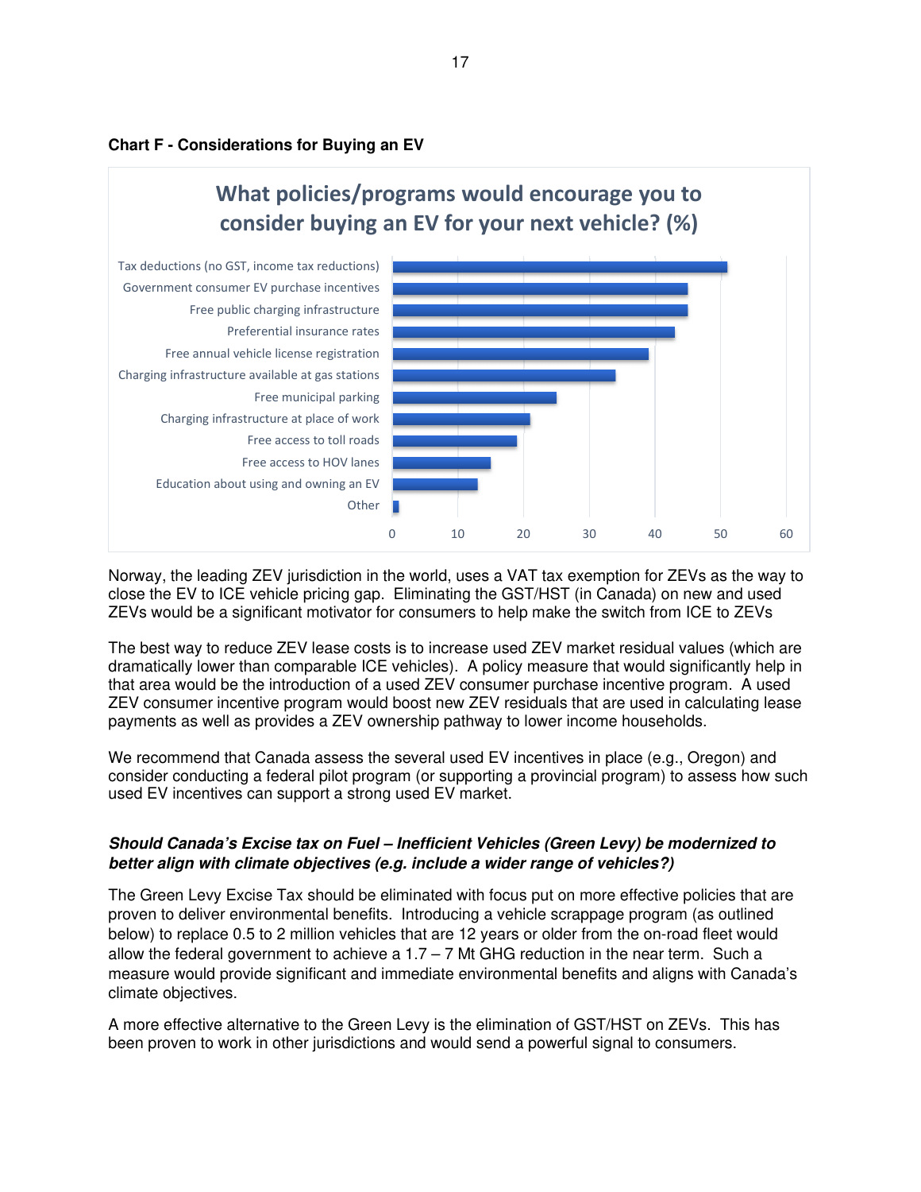**Chart F - Considerations for Buying an EV**

What policies/programs would encourage you to consider buying an EV for your next vehicle? (%)

| Policy/Program | % |
|---|---|
| Tax deductions (no GST, income tax reductions) | 51 |
| Government consumer EV purchase incentives | 45 |
| Free public charging infrastructure | 45 |
| Preferential insurance rates | 43 |
| Free annual vehicle license registration | 39 |
| Charging infrastructure available at gas stations | 34 |
| Free municipal parking | 25 |
| Charging infrastructure at place of work | 21 |
| Free access to toll roads | 19 |
| Free access to HOV lanes | 15 |
| Education about using and owning an EV | 13 |
| Other | 1 |

Norway, the leading ZEV jurisdiction in the world, uses a VAT tax exemption for ZEVs as the way to close the EV to ICE vehicle pricing gap. Eliminating the GST/HST (in Canada) on new and used ZEVs would be a significant motivator for consumers to help make the switch from ICE to ZEVs

The best way to reduce ZEV lease costs is to increase used ZEV market residual values (which are dramatically lower than comparable ICE vehicles). A policy measure that would significantly help in that area would be the introduction of a used ZEV consumer purchase incentive program. A used ZEV consumer incentive program would boost new ZEV residuals that are used in calculating lease payments as well as provides a ZEV ownership pathway to lower income households.

We recommend that Canada assess the several used EV incentives in place (e.g., Oregon) and consider conducting a federal pilot program (or supporting a provincial program) to assess how such used EV incentives can support a strong used EV market.

***Should Canada's Excise tax on Fuel – Inefficient Vehicles (Green Levy) be modernized to better align with climate objectives (e.g. include a wider range of vehicles?)***

The Green Levy Excise Tax should be eliminated with focus put on more effective policies that are proven to deliver environmental benefits. Introducing a vehicle scrappage program (as outlined below) to replace 0.5 to 2 million vehicles that are 12 years or older from the on-road fleet would allow the federal government to achieve a 1.7 – 7 Mt GHG reduction in the near term. Such a measure would provide significant and immediate environmental benefits and aligns with Canada's climate objectives.

A more effective alternative to the Green Levy is the elimination of GST/HST on ZEVs. This has been proven to work in other jurisdictions and would send a powerful signal to consumers.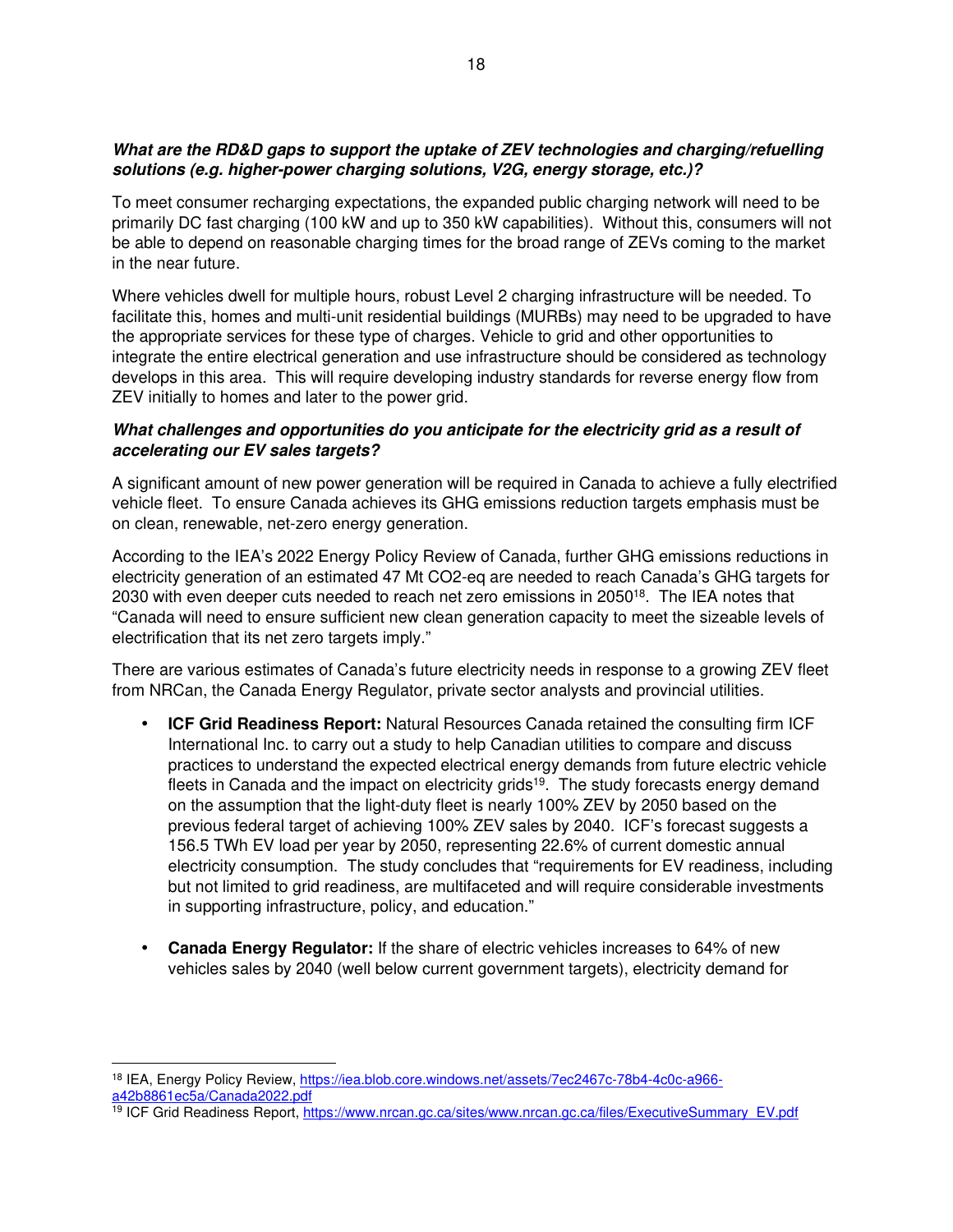***What are the RD&D gaps to support the uptake of ZEV technologies and charging/refuelling solutions (e.g. higher-power charging solutions, V2G, energy storage, etc.)?***

To meet consumer recharging expectations, the expanded public charging network will need to be primarily DC fast charging (100 kW and up to 350 kW capabilities). Without this, consumers will not be able to depend on reasonable charging times for the broad range of ZEVs coming to the market in the near future.

Where vehicles dwell for multiple hours, robust Level 2 charging infrastructure will be needed. To facilitate this, homes and multi-unit residential buildings (MURBs) may need to be upgraded to have the appropriate services for these type of charges. Vehicle to grid and other opportunities to integrate the entire electrical generation and use infrastructure should be considered as technology develops in this area. This will require developing industry standards for reverse energy flow from ZEV initially to homes and later to the power grid.

***What challenges and opportunities do you anticipate for the electricity grid as a result of accelerating our EV sales targets?***

A significant amount of new power generation will be required in Canada to achieve a fully electrified vehicle fleet. To ensure Canada achieves its GHG emissions reduction targets emphasis must be on clean, renewable, net-zero energy generation.

According to the IEA's 2022 Energy Policy Review of Canada, further GHG emissions reductions in electricity generation of an estimated 47 Mt CO2-eq are needed to reach Canada's GHG targets for 2030 with even deeper cuts needed to reach net zero emissions in 2050[18]. The IEA notes that "Canada will need to ensure sufficient new clean generation capacity to meet the sizeable levels of electrification that its net zero targets imply."

There are various estimates of Canada's future electricity needs in response to a growing ZEV fleet from NRCan, the Canada Energy Regulator, private sector analysts and provincial utilities.

- **ICF Grid Readiness Report:** Natural Resources Canada retained the consulting firm ICF International Inc. to carry out a study to help Canadian utilities to compare and discuss practices to understand the expected electrical energy demands from future electric vehicle fleets in Canada and the impact on electricity grids[19]. The study forecasts energy demand on the assumption that the light-duty fleet is nearly 100% ZEV by 2050 based on the previous federal target of achieving 100% ZEV sales by 2040. ICF's forecast suggests a 156.5 TWh EV load per year by 2050, representing 22.6% of current domestic annual electricity consumption. The study concludes that "requirements for EV readiness, including but not limited to grid readiness, are multifaceted and will require considerable investments in supporting infrastructure, policy, and education."

- **Canada Energy Regulator:** If the share of electric vehicles increases to 64% of new vehicles sales by 2040 (well below current government targets), electricity demand for

---

[18] IEA, Energy Policy Review, https://iea.blob.core.windows.net/assets/7ec2467c-78b4-4c0c-a966-a42b8861ec5a/Canada2022.pdf

[19] ICF Grid Readiness Report, https://www.nrcan.gc.ca/sites/www.nrcan.gc.ca/files/ExecutiveSummary_EV.pdf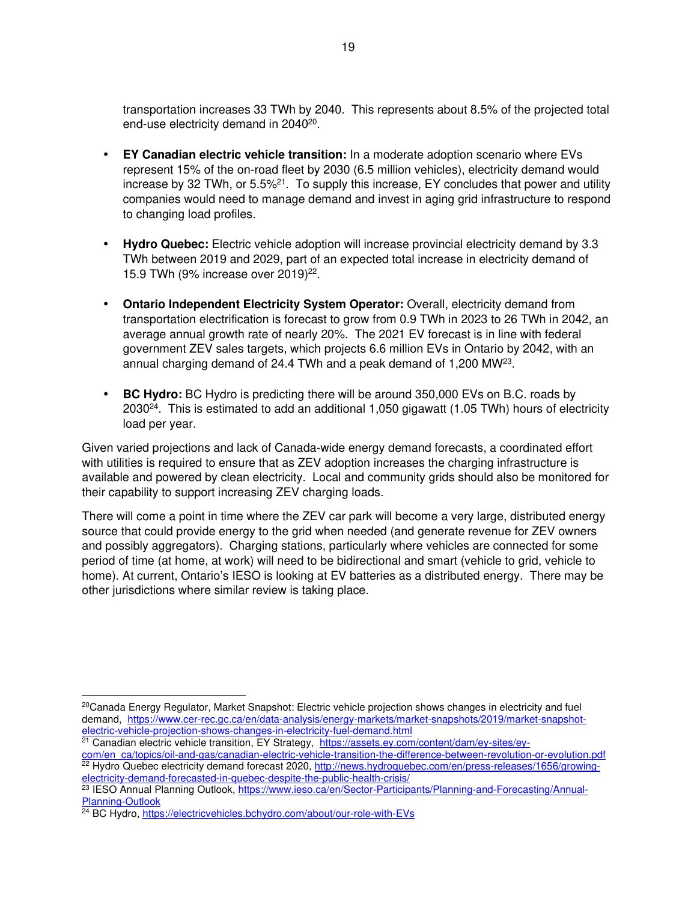transportation increases 33 TWh by 2040. This represents about 8.5% of the projected total end-use electricity demand in 2040[20].

- **EY Canadian electric vehicle transition:** In a moderate adoption scenario where EVs represent 15% of the on-road fleet by 2030 (6.5 million vehicles), electricity demand would increase by 32 TWh, or 5.5%[21]. To supply this increase, EY concludes that power and utility companies would need to manage demand and invest in aging grid infrastructure to respond to changing load profiles.

- **Hydro Quebec:** Electric vehicle adoption will increase provincial electricity demand by 3.3 TWh between 2019 and 2029, part of an expected total increase in electricity demand of 15.9 TWh (9% increase over 2019)[22].

- **Ontario Independent Electricity System Operator:** Overall, electricity demand from transportation electrification is forecast to grow from 0.9 TWh in 2023 to 26 TWh in 2042, an average annual growth rate of nearly 20%. The 2021 EV forecast is in line with federal government ZEV sales targets, which projects 6.6 million EVs in Ontario by 2042, with an annual charging demand of 24.4 TWh and a peak demand of 1,200 MW[23].

- **BC Hydro:** BC Hydro is predicting there will be around 350,000 EVs on B.C. roads by 2030[24]. This is estimated to add an additional 1,050 gigawatt (1.05 TWh) hours of electricity load per year.

Given varied projections and lack of Canada-wide energy demand forecasts, a coordinated effort with utilities is required to ensure that as ZEV adoption increases the charging infrastructure is available and powered by clean electricity. Local and community grids should also be monitored for their capability to support increasing ZEV charging loads.

There will come a point in time where the ZEV car park will become a very large, distributed energy source that could provide energy to the grid when needed (and generate revenue for ZEV owners and possibly aggregators). Charging stations, particularly where vehicles are connected for some period of time (at home, at work) will need to be bidirectional and smart (vehicle to grid, vehicle to home). At current, Ontario's IESO is looking at EV batteries as a distributed energy. There may be other jurisdictions where similar review is taking place.

---

[20] Canada Energy Regulator, Market Snapshot: Electric vehicle projection shows changes in electricity and fuel demand, https://www.cer-rec.gc.ca/en/data-analysis/energy-markets/market-snapshots/2019/market-snapshot-electric-vehicle-projection-shows-changes-in-electricity-fuel-demand.html

[21] Canadian electric vehicle transition, EY Strategy, https://assets.ey.com/content/dam/ey-sites/ey-com/en_ca/topics/oil-and-gas/canadian-electric-vehicle-transition-the-difference-between-revolution-or-evolution.pdf

[22] Hydro Quebec electricity demand forecast 2020, http://news.hydroquebec.com/en/press-releases/1656/growing-electricity-demand-forecasted-in-quebec-despite-the-public-health-crisis/

[23] IESO Annual Planning Outlook, https://www.ieso.ca/en/Sector-Participants/Planning-and-Forecasting/Annual-Planning-Outlook

[24] BC Hydro, https://electricvehicles.bchydro.com/about/our-role-with-EVs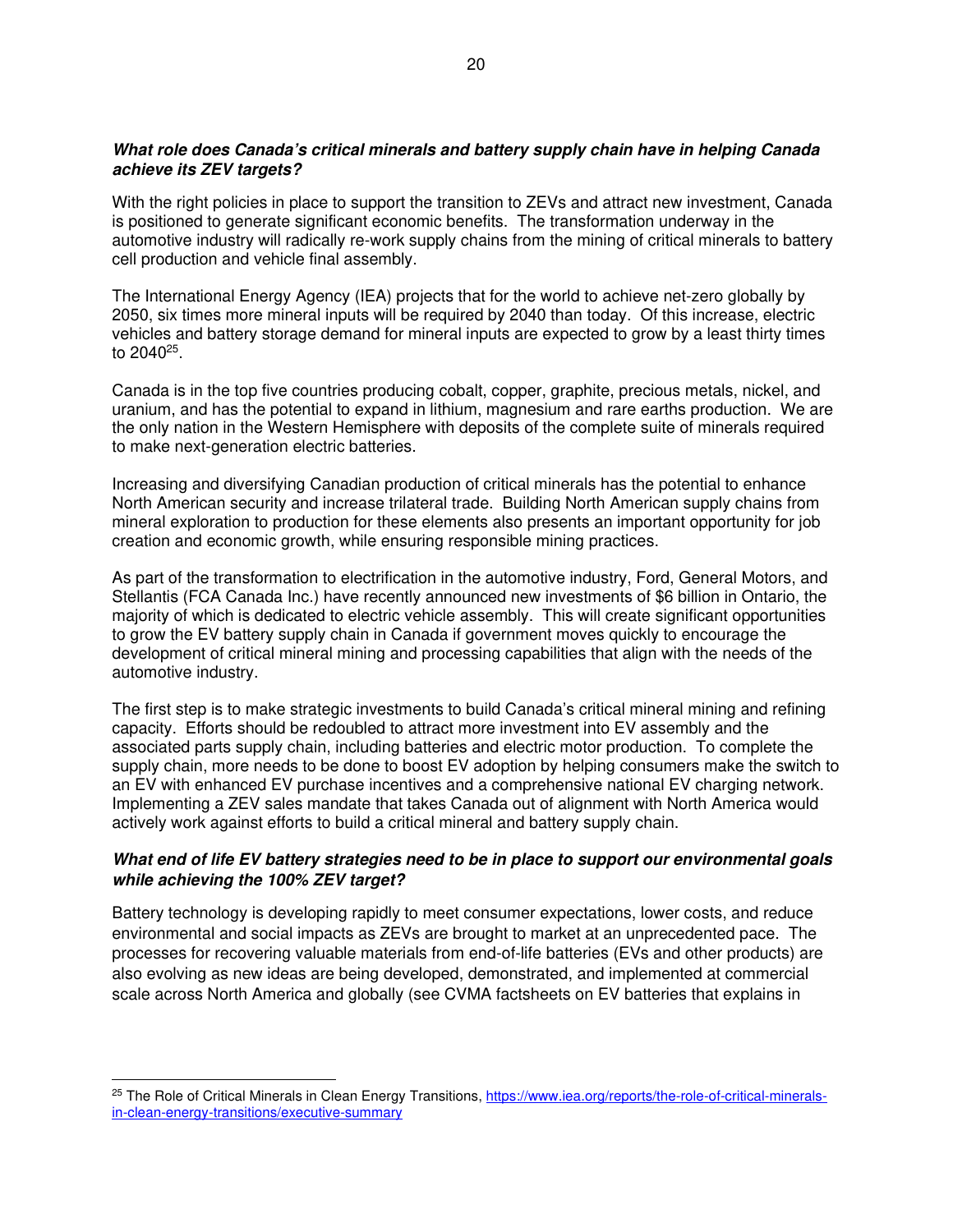***What role does Canada's critical minerals and battery supply chain have in helping Canada achieve its ZEV targets?***

With the right policies in place to support the transition to ZEVs and attract new investment, Canada is positioned to generate significant economic benefits. The transformation underway in the automotive industry will radically re-work supply chains from the mining of critical minerals to battery cell production and vehicle final assembly.

The International Energy Agency (IEA) projects that for the world to achieve net-zero globally by 2050, six times more mineral inputs will be required by 2040 than today. Of this increase, electric vehicles and battery storage demand for mineral inputs are expected to grow by a least thirty times to 2040[25].

Canada is in the top five countries producing cobalt, copper, graphite, precious metals, nickel, and uranium, and has the potential to expand in lithium, magnesium and rare earths production. We are the only nation in the Western Hemisphere with deposits of the complete suite of minerals required to make next-generation electric batteries.

Increasing and diversifying Canadian production of critical minerals has the potential to enhance North American security and increase trilateral trade. Building North American supply chains from mineral exploration to production for these elements also presents an important opportunity for job creation and economic growth, while ensuring responsible mining practices.

As part of the transformation to electrification in the automotive industry, Ford, General Motors, and Stellantis (FCA Canada Inc.) have recently announced new investments of $6 billion in Ontario, the majority of which is dedicated to electric vehicle assembly. This will create significant opportunities to grow the EV battery supply chain in Canada if government moves quickly to encourage the development of critical mineral mining and processing capabilities that align with the needs of the automotive industry.

The first step is to make strategic investments to build Canada's critical mineral mining and refining capacity. Efforts should be redoubled to attract more investment into EV assembly and the associated parts supply chain, including batteries and electric motor production. To complete the supply chain, more needs to be done to boost EV adoption by helping consumers make the switch to an EV with enhanced EV purchase incentives and a comprehensive national EV charging network. Implementing a ZEV sales mandate that takes Canada out of alignment with North America would actively work against efforts to build a critical mineral and battery supply chain.

***What end of life EV battery strategies need to be in place to support our environmental goals while achieving the 100% ZEV target?***

Battery technology is developing rapidly to meet consumer expectations, lower costs, and reduce environmental and social impacts as ZEVs are brought to market at an unprecedented pace. The processes for recovering valuable materials from end-of-life batteries (EVs and other products) are also evolving as new ideas are being developed, demonstrated, and implemented at commercial scale across North America and globally (see CVMA factsheets on EV batteries that explains in

---

[25] The Role of Critical Minerals in Clean Energy Transitions, https://www.iea.org/reports/the-role-of-critical-minerals-in-clean-energy-transitions/executive-summary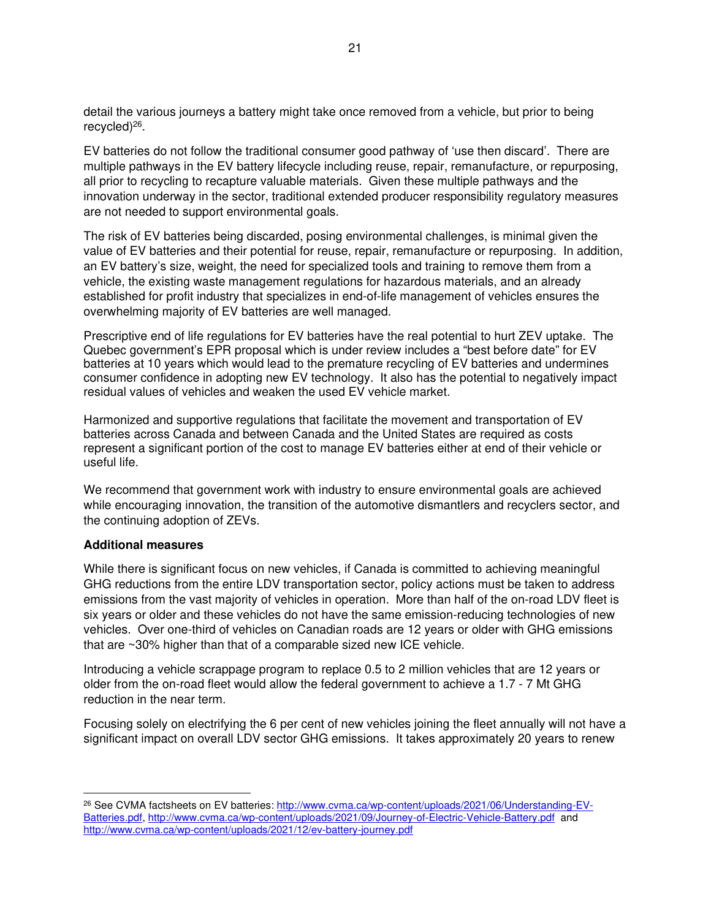detail the various journeys a battery might take once removed from a vehicle, but prior to being recycled)[26].

EV batteries do not follow the traditional consumer good pathway of 'use then discard'. There are multiple pathways in the EV battery lifecycle including reuse, repair, remanufacture, or repurposing, all prior to recycling to recapture valuable materials. Given these multiple pathways and the innovation underway in the sector, traditional extended producer responsibility regulatory measures are not needed to support environmental goals.

The risk of EV batteries being discarded, posing environmental challenges, is minimal given the value of EV batteries and their potential for reuse, repair, remanufacture or repurposing. In addition, an EV battery's size, weight, the need for specialized tools and training to remove them from a vehicle, the existing waste management regulations for hazardous materials, and an already established for profit industry that specializes in end-of-life management of vehicles ensures the overwhelming majority of EV batteries are well managed.

Prescriptive end of life regulations for EV batteries have the real potential to hurt ZEV uptake. The Quebec government's EPR proposal which is under review includes a "best before date" for EV batteries at 10 years which would lead to the premature recycling of EV batteries and undermines consumer confidence in adopting new EV technology. It also has the potential to negatively impact residual values of vehicles and weaken the used EV vehicle market.

Harmonized and supportive regulations that facilitate the movement and transportation of EV batteries across Canada and between Canada and the United States are required as costs represent a significant portion of the cost to manage EV batteries either at end of their vehicle or useful life.

We recommend that government work with industry to ensure environmental goals are achieved while encouraging innovation, the transition of the automotive dismantlers and recyclers sector, and the continuing adoption of ZEVs.

**Additional measures**

While there is significant focus on new vehicles, if Canada is committed to achieving meaningful GHG reductions from the entire LDV transportation sector, policy actions must be taken to address emissions from the vast majority of vehicles in operation. More than half of the on-road LDV fleet is six years or older and these vehicles do not have the same emission-reducing technologies of new vehicles. Over one-third of vehicles on Canadian roads are 12 years or older with GHG emissions that are ~30% higher than that of a comparable sized new ICE vehicle.

Introducing a vehicle scrappage program to replace 0.5 to 2 million vehicles that are 12 years or older from the on-road fleet would allow the federal government to achieve a 1.7 - 7 Mt GHG reduction in the near term.

Focusing solely on electrifying the 6 per cent of new vehicles joining the fleet annually will not have a significant impact on overall LDV sector GHG emissions. It takes approximately 20 years to renew

[26] See CVMA factsheets on EV batteries: http://www.cvma.ca/wp-content/uploads/2021/06/Understanding-EV-Batteries.pdf, http://www.cvma.ca/wp-content/uploads/2021/09/Journey-of-Electric-Vehicle-Battery.pdf and http://www.cvma.ca/wp-content/uploads/2021/12/ev-battery-journey.pdf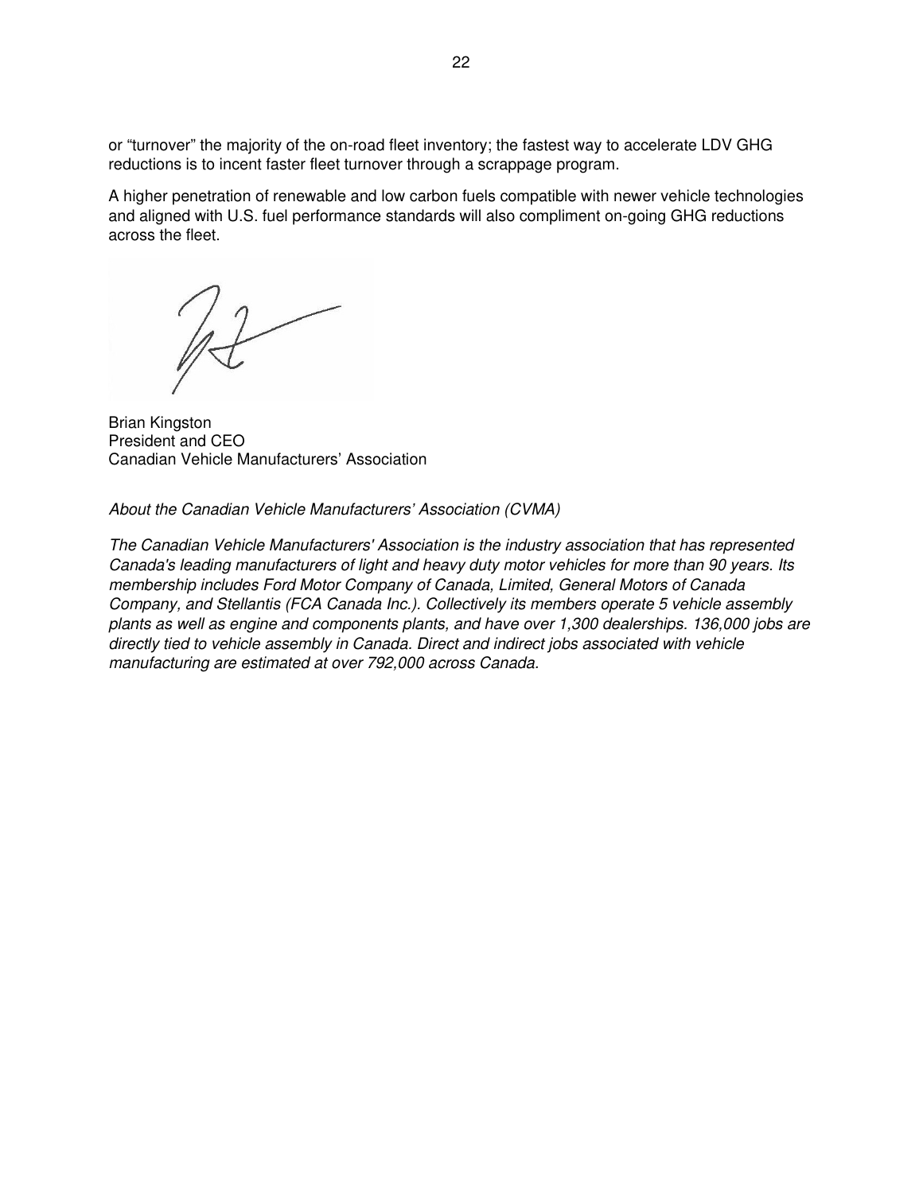or “turnover” the majority of the on-road fleet inventory; the fastest way to accelerate LDV GHG reductions is to incent faster fleet turnover through a scrappage program.

A higher penetration of renewable and low carbon fuels compatible with newer vehicle technologies and aligned with U.S. fuel performance standards will also compliment on-going GHG reductions across the fleet.

Brian Kingston
President and CEO
Canadian Vehicle Manufacturers’ Association

*About the Canadian Vehicle Manufacturers’ Association (CVMA)*

*The Canadian Vehicle Manufacturers' Association is the industry association that has represented Canada's leading manufacturers of light and heavy duty motor vehicles for more than 90 years. Its membership includes Ford Motor Company of Canada, Limited, General Motors of Canada Company, and Stellantis (FCA Canada Inc.). Collectively its members operate 5 vehicle assembly plants as well as engine and components plants, and have over 1,300 dealerships. 136,000 jobs are directly tied to vehicle assembly in Canada. Direct and indirect jobs associated with vehicle manufacturing are estimated at over 792,000 across Canada.*